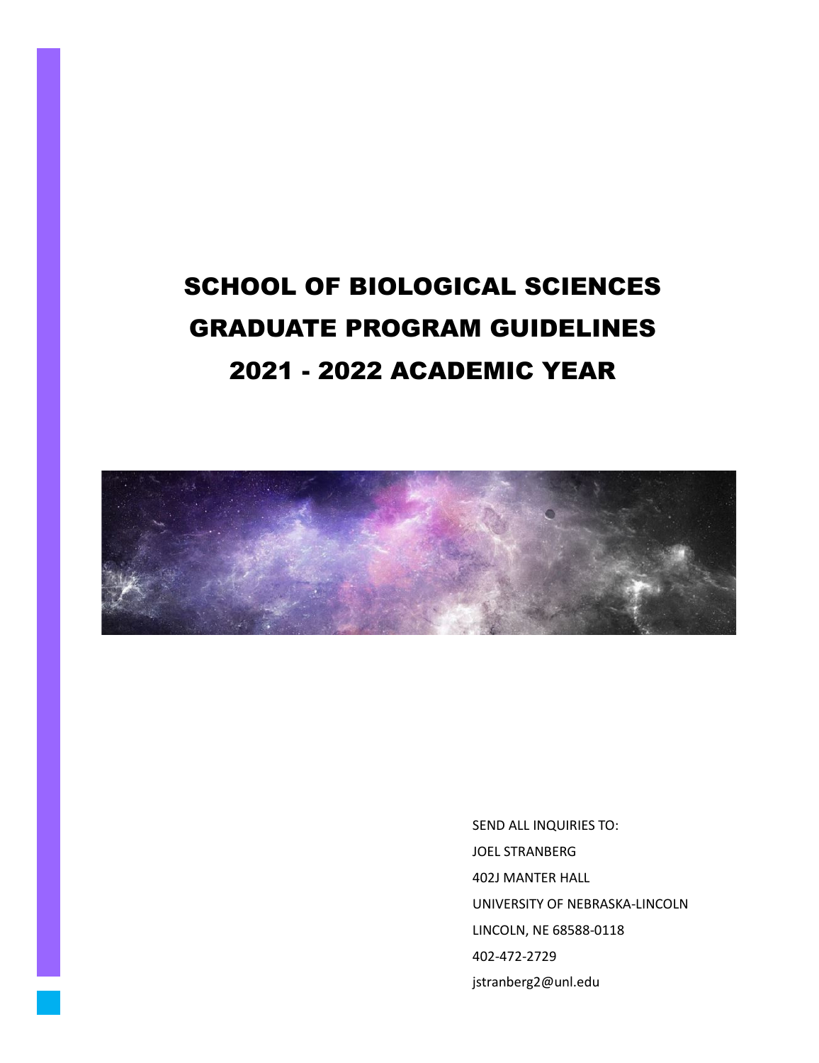# SCHOOL OF BIOLOGICAL SCIENCES
# GRADUATE PROGRAM GUIDELINES
# 2021 - 2022 ACADEMIC YEAR

SEND ALL INQUIRIES TO:

JOEL STRANBERG

402J MANTER HALL

UNIVERSITY OF NEBRASKA-LINCOLN

LINCOLN, NE 68588-0118

402-472-2729

jstranberg2@unl.edu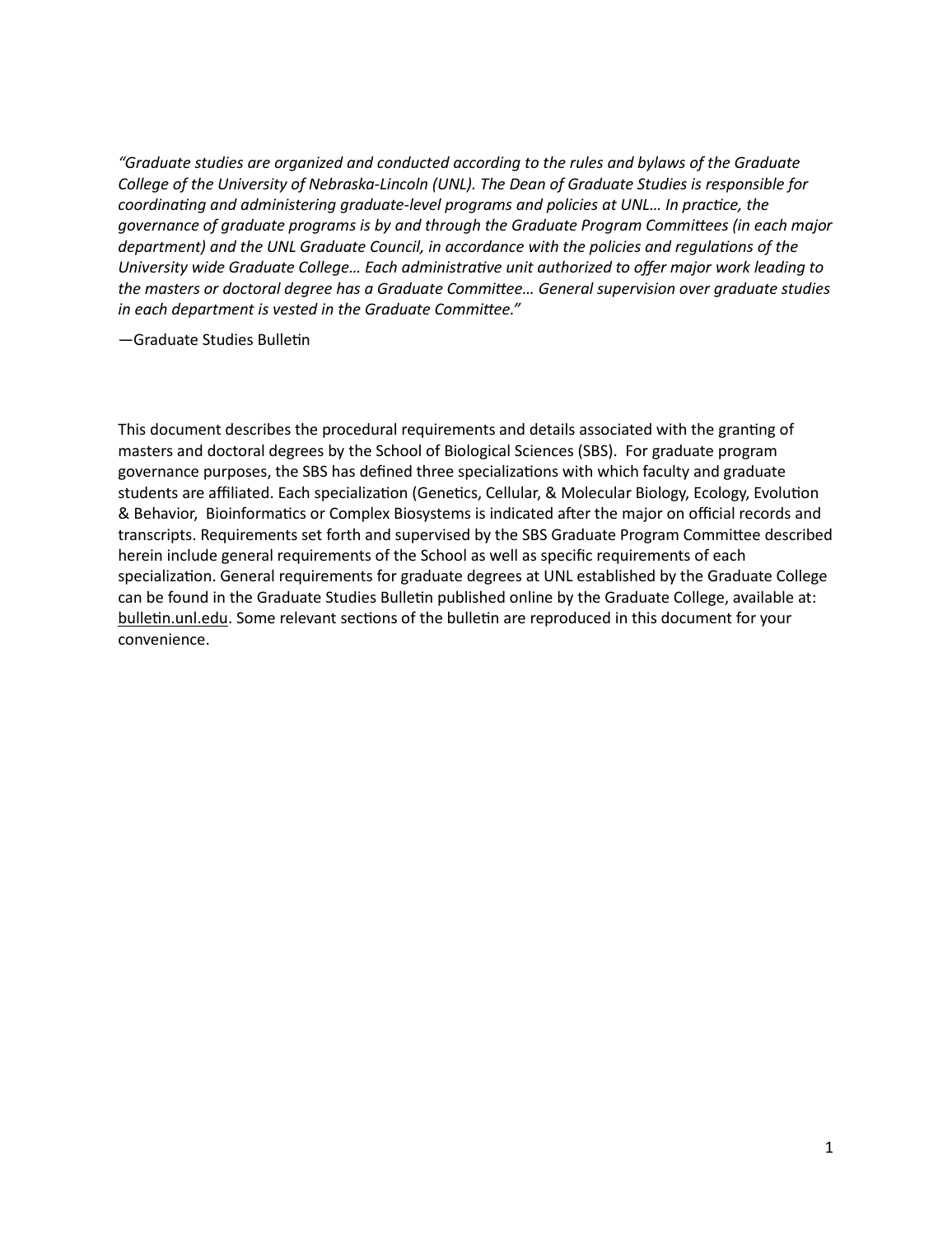*"Graduate studies are organized and conducted according to the rules and bylaws of the Graduate College of the University of Nebraska-Lincoln (UNL). The Dean of Graduate Studies is responsible for coordinating and administering graduate-level programs and policies at UNL… In practice, the governance of graduate programs is by and through the Graduate Program Committees (in each major department) and the UNL Graduate Council, in accordance with the policies and regulations of the University wide Graduate College… Each administrative unit authorized to offer major work leading to the masters or doctoral degree has a Graduate Committee… General supervision over graduate studies in each department is vested in the Graduate Committee."*

—Graduate Studies Bulletin

This document describes the procedural requirements and details associated with the granting of masters and doctoral degrees by the School of Biological Sciences (SBS). For graduate program governance purposes, the SBS has defined three specializations with which faculty and graduate students are affiliated. Each specialization (Genetics, Cellular, & Molecular Biology, Ecology, Evolution & Behavior, Bioinformatics or Complex Biosystems is indicated after the major on official records and transcripts. Requirements set forth and supervised by the SBS Graduate Program Committee described herein include general requirements of the School as well as specific requirements of each specialization. General requirements for graduate degrees at UNL established by the Graduate College can be found in the Graduate Studies Bulletin published online by the Graduate College, available at: bulletin.unl.edu. Some relevant sections of the bulletin are reproduced in this document for your convenience.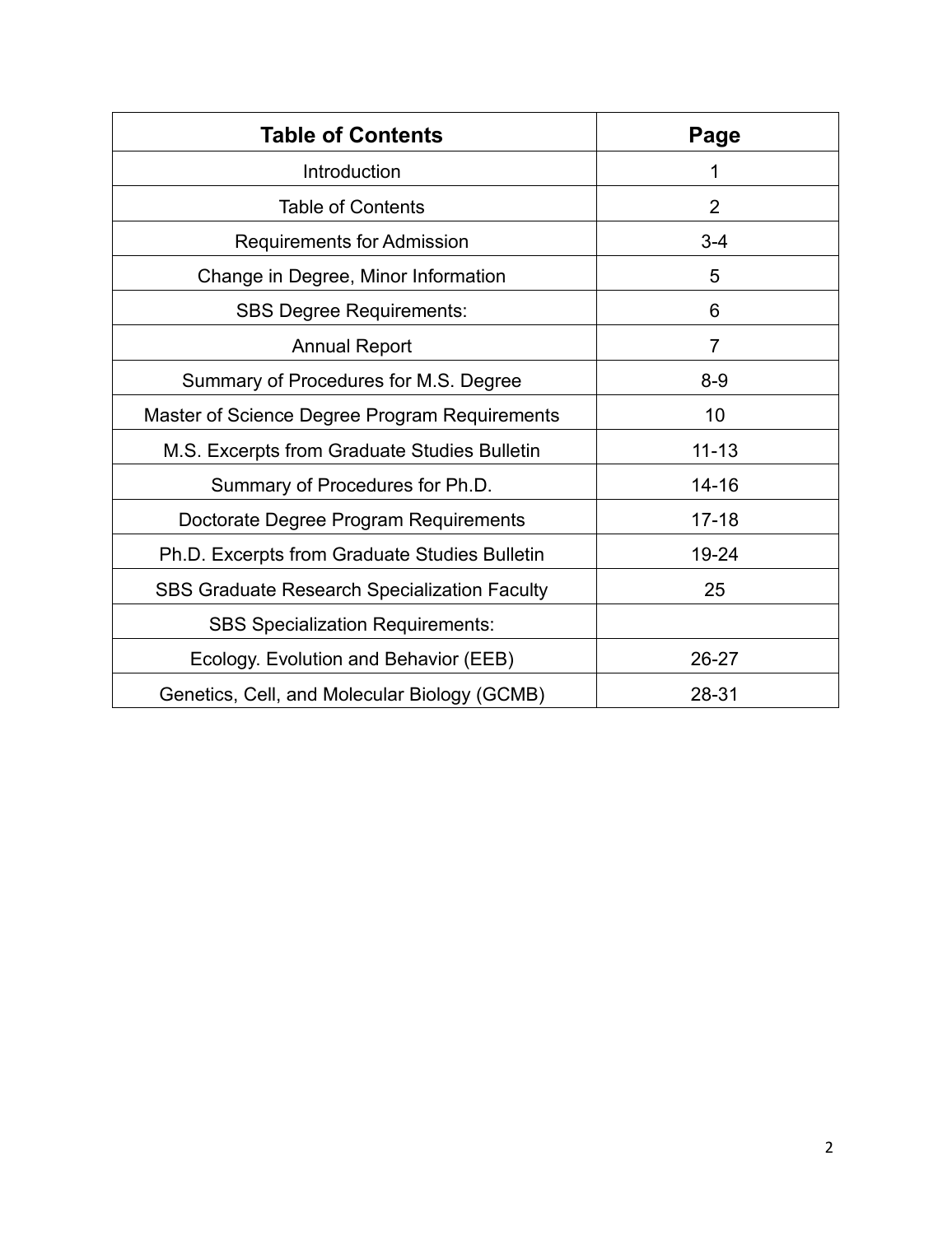| Table of Contents | Page |
| --- | --- |
| Introduction | 1 |
| Table of Contents | 2 |
| Requirements for Admission | 3-4 |
| Change in Degree, Minor Information | 5 |
| SBS Degree Requirements: | 6 |
| Annual Report | 7 |
| Summary of Procedures for M.S. Degree | 8-9 |
| Master of Science Degree Program Requirements | 10 |
| M.S. Excerpts from Graduate Studies Bulletin | 11-13 |
| Summary of Procedures for Ph.D. | 14-16 |
| Doctorate Degree Program Requirements | 17-18 |
| Ph.D. Excerpts from Graduate Studies Bulletin | 19-24 |
| SBS Graduate Research Specialization Faculty | 25 |
| SBS Specialization Requirements: | |
| Ecology. Evolution and Behavior (EEB) | 26-27 |
| Genetics, Cell, and Molecular Biology (GCMB) | 28-31 |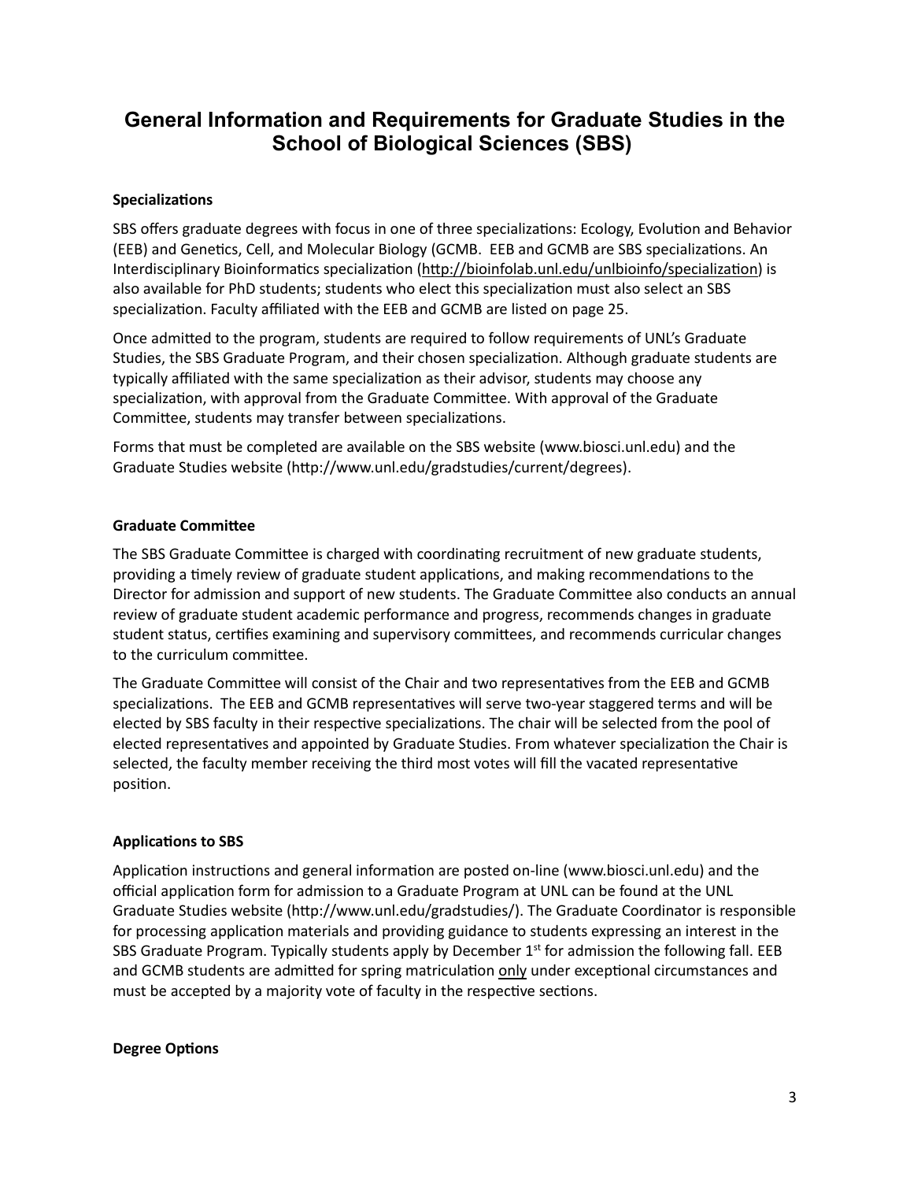# General Information and Requirements for Graduate Studies in the School of Biological Sciences (SBS)

**Specializations**

SBS offers graduate degrees with focus in one of three specializations: Ecology, Evolution and Behavior (EEB) and Genetics, Cell, and Molecular Biology (GCMB. EEB and GCMB are SBS specializations. An Interdisciplinary Bioinformatics specialization (http://bioinfolab.unl.edu/unlbioinfo/specialization) is also available for PhD students; students who elect this specialization must also select an SBS specialization. Faculty affiliated with the EEB and GCMB are listed on page 25.

Once admitted to the program, students are required to follow requirements of UNL's Graduate Studies, the SBS Graduate Program, and their chosen specialization. Although graduate students are typically affiliated with the same specialization as their advisor, students may choose any specialization, with approval from the Graduate Committee. With approval of the Graduate Committee, students may transfer between specializations.

Forms that must be completed are available on the SBS website (www.biosci.unl.edu) and the Graduate Studies website (http://www.unl.edu/gradstudies/current/degrees).

**Graduate Committee**

The SBS Graduate Committee is charged with coordinating recruitment of new graduate students, providing a timely review of graduate student applications, and making recommendations to the Director for admission and support of new students. The Graduate Committee also conducts an annual review of graduate student academic performance and progress, recommends changes in graduate student status, certifies examining and supervisory committees, and recommends curricular changes to the curriculum committee.

The Graduate Committee will consist of the Chair and two representatives from the EEB and GCMB specializations. The EEB and GCMB representatives will serve two-year staggered terms and will be elected by SBS faculty in their respective specializations. The chair will be selected from the pool of elected representatives and appointed by Graduate Studies. From whatever specialization the Chair is selected, the faculty member receiving the third most votes will fill the vacated representative position.

**Applications to SBS**

Application instructions and general information are posted on-line (www.biosci.unl.edu) and the official application form for admission to a Graduate Program at UNL can be found at the UNL Graduate Studies website (http://www.unl.edu/gradstudies/). The Graduate Coordinator is responsible for processing application materials and providing guidance to students expressing an interest in the SBS Graduate Program. Typically students apply by December 1st for admission the following fall. EEB and GCMB students are admitted for spring matriculation only under exceptional circumstances and must be accepted by a majority vote of faculty in the respective sections.

**Degree Options**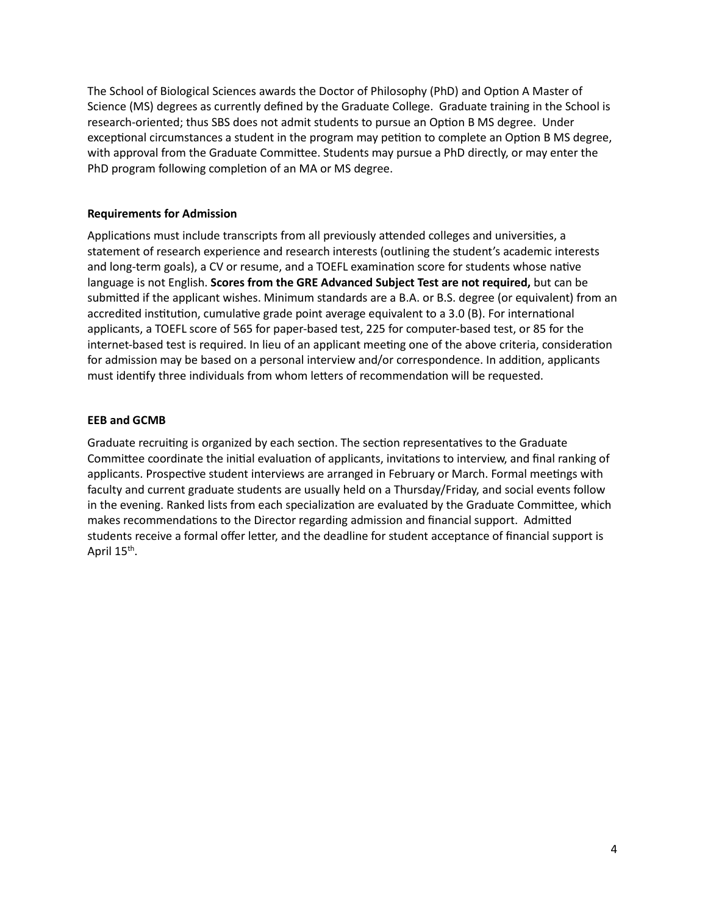The School of Biological Sciences awards the Doctor of Philosophy (PhD) and Option A Master of Science (MS) degrees as currently defined by the Graduate College. Graduate training in the School is research-oriented; thus SBS does not admit students to pursue an Option B MS degree. Under exceptional circumstances a student in the program may petition to complete an Option B MS degree, with approval from the Graduate Committee. Students may pursue a PhD directly, or may enter the PhD program following completion of an MA or MS degree.

### Requirements for Admission

Applications must include transcripts from all previously attended colleges and universities, a statement of research experience and research interests (outlining the student's academic interests and long-term goals), a CV or resume, and a TOEFL examination score for students whose native language is not English. **Scores from the GRE Advanced Subject Test are not required,** but can be submitted if the applicant wishes. Minimum standards are a B.A. or B.S. degree (or equivalent) from an accredited institution, cumulative grade point average equivalent to a 3.0 (B). For international applicants, a TOEFL score of 565 for paper-based test, 225 for computer-based test, or 85 for the internet-based test is required. In lieu of an applicant meeting one of the above criteria, consideration for admission may be based on a personal interview and/or correspondence. In addition, applicants must identify three individuals from whom letters of recommendation will be requested.

### EEB and GCMB

Graduate recruiting is organized by each section. The section representatives to the Graduate Committee coordinate the initial evaluation of applicants, invitations to interview, and final ranking of applicants. Prospective student interviews are arranged in February or March. Formal meetings with faculty and current graduate students are usually held on a Thursday/Friday, and social events follow in the evening. Ranked lists from each specialization are evaluated by the Graduate Committee, which makes recommendations to the Director regarding admission and financial support. Admitted students receive a formal offer letter, and the deadline for student acceptance of financial support is April 15th.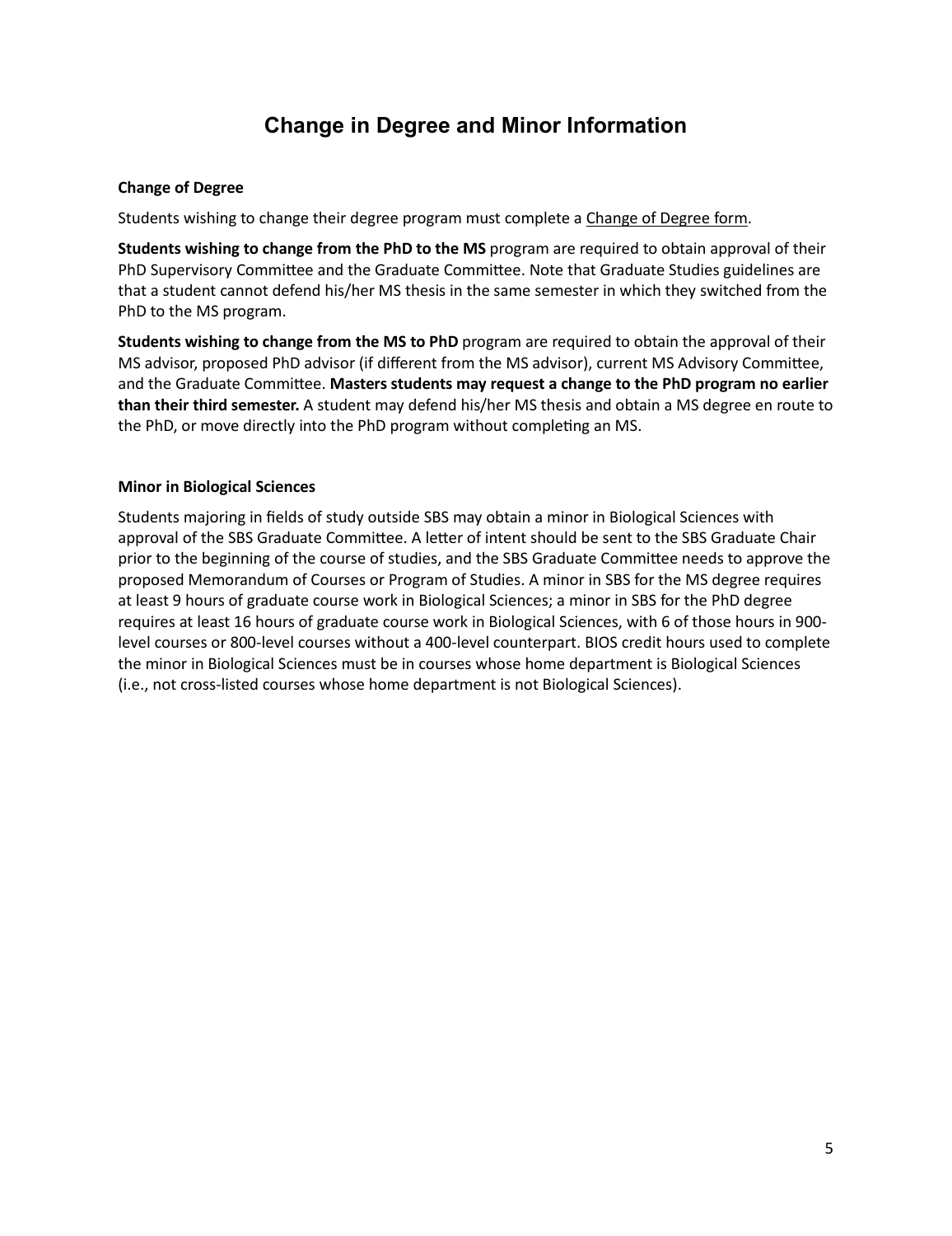# Change in Degree and Minor Information

### Change of Degree

Students wishing to change their degree program must complete a Change of Degree form.

**Students wishing to change from the PhD to the MS** program are required to obtain approval of their PhD Supervisory Committee and the Graduate Committee. Note that Graduate Studies guidelines are that a student cannot defend his/her MS thesis in the same semester in which they switched from the PhD to the MS program.

**Students wishing to change from the MS to PhD** program are required to obtain the approval of their MS advisor, proposed PhD advisor (if different from the MS advisor), current MS Advisory Committee, and the Graduate Committee. **Masters students may request a change to the PhD program no earlier than their third semester.** A student may defend his/her MS thesis and obtain a MS degree en route to the PhD, or move directly into the PhD program without completing an MS.

### Minor in Biological Sciences

Students majoring in fields of study outside SBS may obtain a minor in Biological Sciences with approval of the SBS Graduate Committee. A letter of intent should be sent to the SBS Graduate Chair prior to the beginning of the course of studies, and the SBS Graduate Committee needs to approve the proposed Memorandum of Courses or Program of Studies. A minor in SBS for the MS degree requires at least 9 hours of graduate course work in Biological Sciences; a minor in SBS for the PhD degree requires at least 16 hours of graduate course work in Biological Sciences, with 6 of those hours in 900-level courses or 800-level courses without a 400-level counterpart. BIOS credit hours used to complete the minor in Biological Sciences must be in courses whose home department is Biological Sciences (i.e., not cross-listed courses whose home department is not Biological Sciences).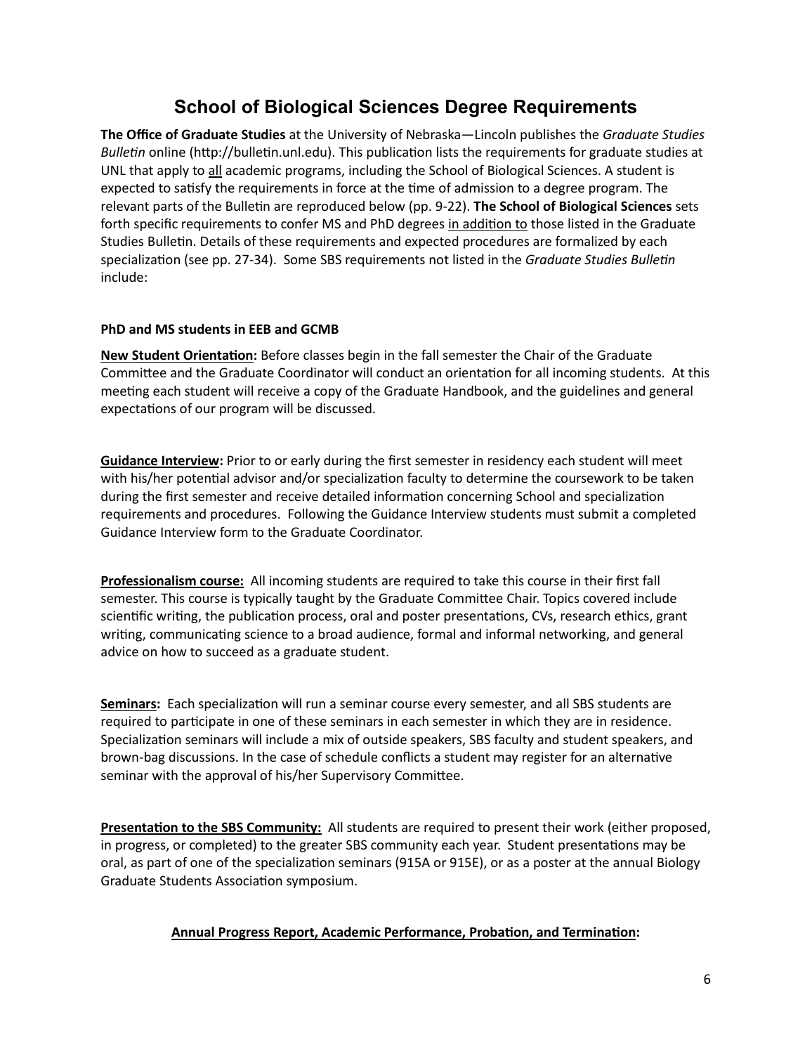# School of Biological Sciences Degree Requirements

**The Office of Graduate Studies** at the University of Nebraska—Lincoln publishes the *Graduate Studies Bulletin* online (http://bulletin.unl.edu). This publication lists the requirements for graduate studies at UNL that apply to <u>all</u> academic programs, including the School of Biological Sciences. A student is expected to satisfy the requirements in force at the time of admission to a degree program. The relevant parts of the Bulletin are reproduced below (pp. 9-22). **The School of Biological Sciences** sets forth specific requirements to confer MS and PhD degrees <u>in addition to</u> those listed in the Graduate Studies Bulletin. Details of these requirements and expected procedures are formalized by each specialization (see pp. 27-34). Some SBS requirements not listed in the *Graduate Studies Bulletin* include:

**PhD and MS students in EEB and GCMB**

**<u>New Student Orientation</u>:** Before classes begin in the fall semester the Chair of the Graduate Committee and the Graduate Coordinator will conduct an orientation for all incoming students. At this meeting each student will receive a copy of the Graduate Handbook, and the guidelines and general expectations of our program will be discussed.

**<u>Guidance Interview</u>:** Prior to or early during the first semester in residency each student will meet with his/her potential advisor and/or specialization faculty to determine the coursework to be taken during the first semester and receive detailed information concerning School and specialization requirements and procedures. Following the Guidance Interview students must submit a completed Guidance Interview form to the Graduate Coordinator.

**<u>Professionalism course:</u>** All incoming students are required to take this course in their first fall semester. This course is typically taught by the Graduate Committee Chair. Topics covered include scientific writing, the publication process, oral and poster presentations, CVs, research ethics, grant writing, communicating science to a broad audience, formal and informal networking, and general advice on how to succeed as a graduate student.

**<u>Seminars</u>:** Each specialization will run a seminar course every semester, and all SBS students are required to participate in one of these seminars in each semester in which they are in residence. Specialization seminars will include a mix of outside speakers, SBS faculty and student speakers, and brown-bag discussions. In the case of schedule conflicts a student may register for an alternative seminar with the approval of his/her Supervisory Committee.

**<u>Presentation to the SBS Community:</u>** All students are required to present their work (either proposed, in progress, or completed) to the greater SBS community each year. Student presentations may be oral, as part of one of the specialization seminars (915A or 915E), or as a poster at the annual Biology Graduate Students Association symposium.

**<u>Annual Progress Report, Academic Performance, Probation, and Termination</u>:**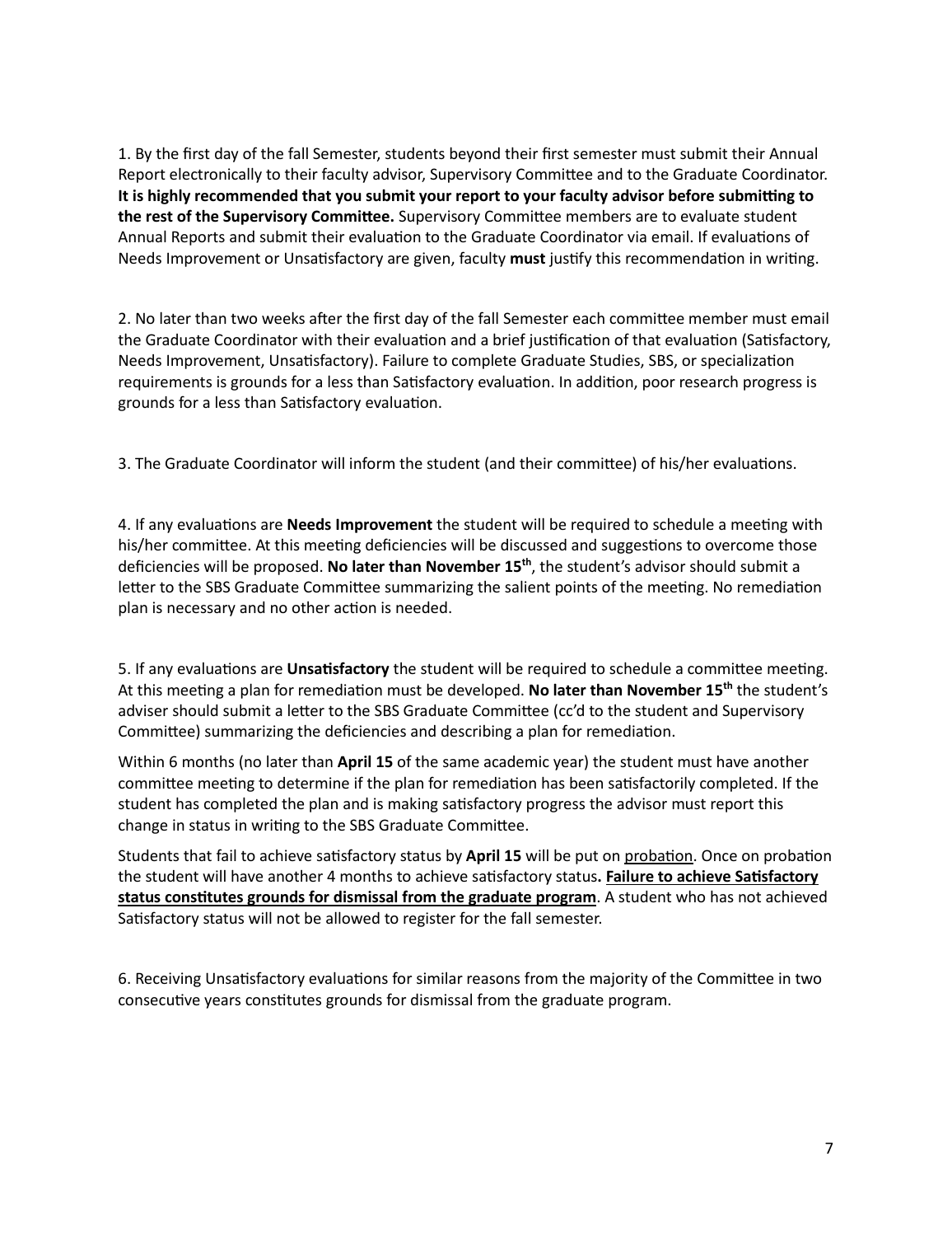1. By the first day of the fall Semester, students beyond their first semester must submit their Annual Report electronically to their faculty advisor, Supervisory Committee and to the Graduate Coordinator. **It is highly recommended that you submit your report to your faculty advisor before submitting to the rest of the Supervisory Committee.** Supervisory Committee members are to evaluate student Annual Reports and submit their evaluation to the Graduate Coordinator via email. If evaluations of Needs Improvement or Unsatisfactory are given, faculty **must** justify this recommendation in writing.

2. No later than two weeks after the first day of the fall Semester each committee member must email the Graduate Coordinator with their evaluation and a brief justification of that evaluation (Satisfactory, Needs Improvement, Unsatisfactory). Failure to complete Graduate Studies, SBS, or specialization requirements is grounds for a less than Satisfactory evaluation. In addition, poor research progress is grounds for a less than Satisfactory evaluation.

3. The Graduate Coordinator will inform the student (and their committee) of his/her evaluations.

4. If any evaluations are **Needs Improvement** the student will be required to schedule a meeting with his/her committee. At this meeting deficiencies will be discussed and suggestions to overcome those deficiencies will be proposed. **No later than November 15th**, the student's advisor should submit a letter to the SBS Graduate Committee summarizing the salient points of the meeting. No remediation plan is necessary and no other action is needed.

5. If any evaluations are **Unsatisfactory** the student will be required to schedule a committee meeting. At this meeting a plan for remediation must be developed. **No later than November 15th** the student's adviser should submit a letter to the SBS Graduate Committee (cc'd to the student and Supervisory Committee) summarizing the deficiencies and describing a plan for remediation.

Within 6 months (no later than **April 15** of the same academic year) the student must have another committee meeting to determine if the plan for remediation has been satisfactorily completed. If the student has completed the plan and is making satisfactory progress the advisor must report this change in status in writing to the SBS Graduate Committee.

Students that fail to achieve satisfactory status by **April 15** will be put on probation. Once on probation the student will have another 4 months to achieve satisfactory status**. Failure to achieve Satisfactory status constitutes grounds for dismissal from the graduate program**. A student who has not achieved Satisfactory status will not be allowed to register for the fall semester.

6. Receiving Unsatisfactory evaluations for similar reasons from the majority of the Committee in two consecutive years constitutes grounds for dismissal from the graduate program.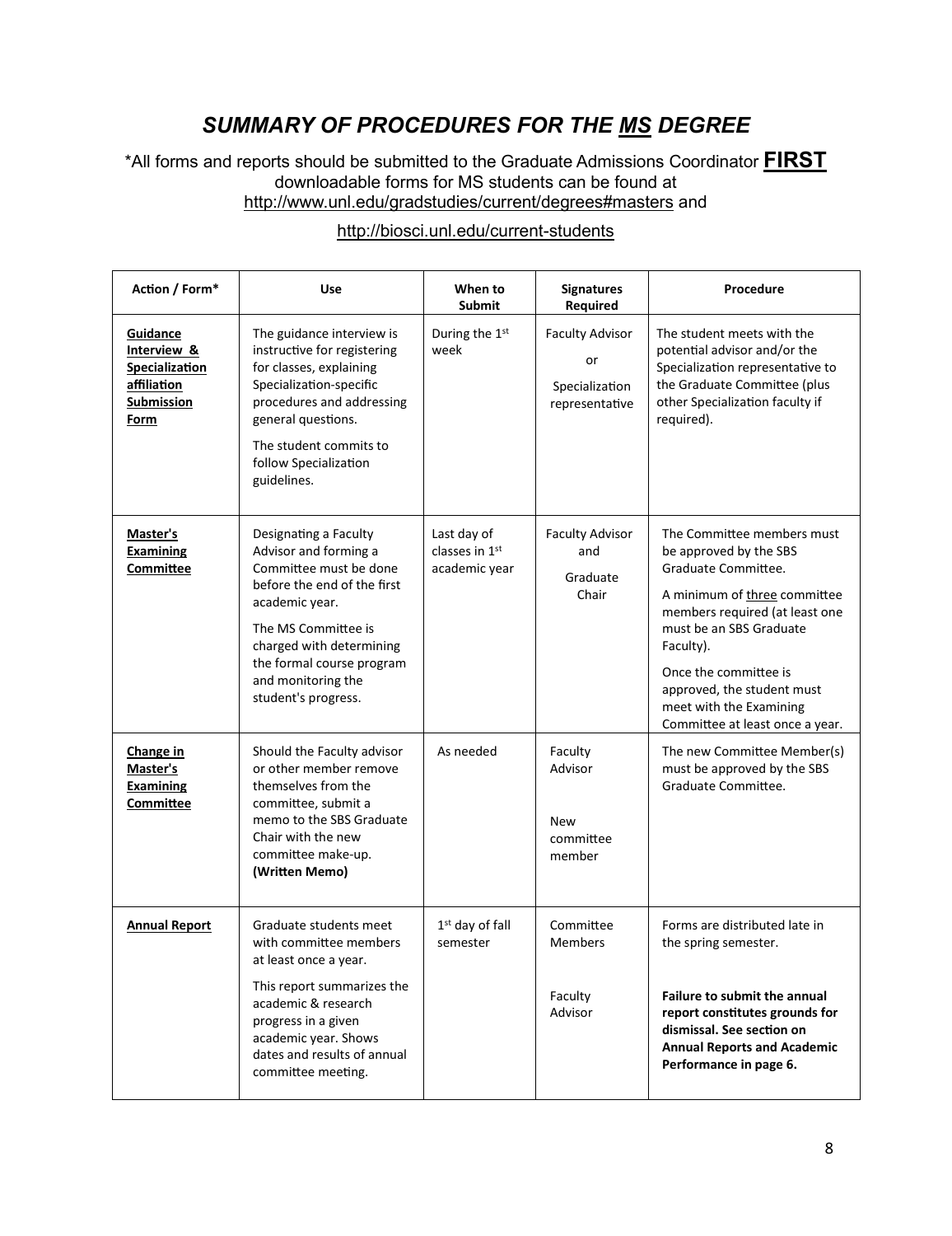# *SUMMARY OF PROCEDURES FOR THE MS DEGREE*

*All forms and reports should be submitted to the Graduate Admissions Coordinator **FIRST**
downloadable forms for MS students can be found at
http://www.unl.edu/gradstudies/current/degrees#masters and

http://biosci.unl.edu/current-students

| Action / Form* | Use | When to Submit | Signatures Required | Procedure |
|---|---|---|---|---|
| **Guidance Interview & Specialization affiliation Submission Form** | The guidance interview is instructive for registering for classes, explaining Specialization-specific procedures and addressing general questions.<br><br>The student commits to follow Specialization guidelines. | During the 1st week | Faculty Advisor<br><br>or<br><br>Specialization representative | The student meets with the potential advisor and/or the Specialization representative to the Graduate Committee (plus other Specialization faculty if required). |
| **Master's Examining Committee** | Designating a Faculty Advisor and forming a Committee must be done before the end of the first academic year.<br><br>The MS Committee is charged with determining the formal course program and monitoring the student's progress. | Last day of classes in 1st academic year | Faculty Advisor<br><br>and<br><br>Graduate Chair | The Committee members must be approved by the SBS Graduate Committee.<br><br>A minimum of three committee members required (at least one must be an SBS Graduate Faculty).<br><br>Once the committee is approved, the student must meet with the Examining Committee at least once a year. |
| **Change in Master's Examining Committee** | Should the Faculty advisor or other member remove themselves from the committee, submit a memo to the SBS Graduate Chair with the new committee make-up. **(Written Memo)** | As needed | Faculty Advisor<br><br>New committee member | The new Committee Member(s) must be approved by the SBS Graduate Committee. |
| **Annual Report** | Graduate students meet with committee members at least once a year.<br><br>This report summarizes the academic & research progress in a given academic year. Shows dates and results of annual committee meeting. | 1st day of fall semester | Committee Members<br><br>Faculty Advisor | Forms are distributed late in the spring semester.<br><br>**Failure to submit the annual report constitutes grounds for dismissal. See section on Annual Reports and Academic Performance in page 6.** |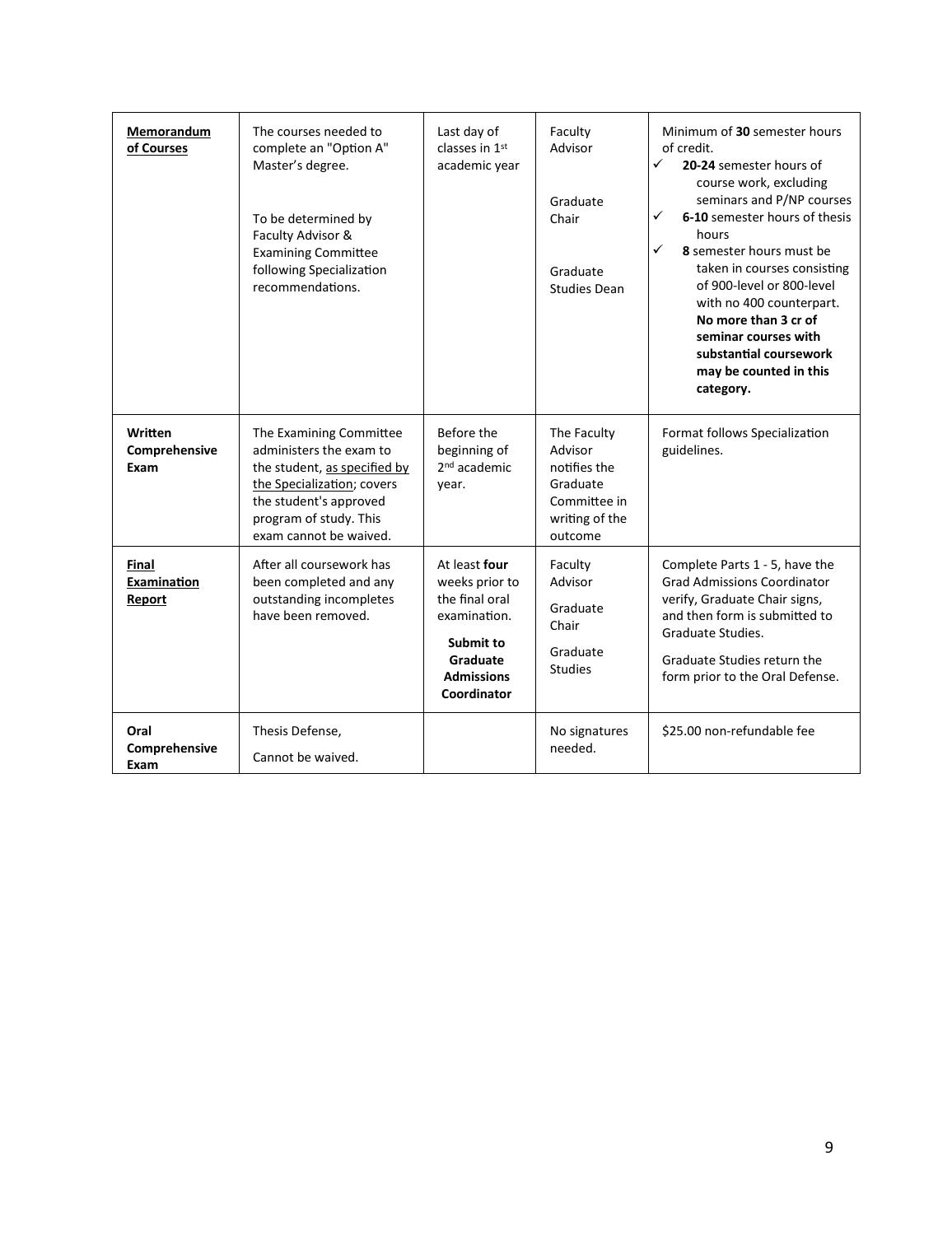| | | | | |
|---|---|---|---|---|
| **Memorandum of Courses** | The courses needed to complete an "Option A" Master's degree.<br><br>To be determined by Faculty Advisor & Examining Committee following Specialization recommendations. | Last day of classes in 1st academic year | Faculty Advisor<br><br>Graduate Chair<br><br>Graduate Studies Dean | Minimum of **30** semester hours of credit.<br>✓ **20-24** semester hours of course work, excluding seminars and P/NP courses<br>✓ **6-10** semester hours of thesis hours<br>✓ **8** semester hours must be taken in courses consisting of 900-level or 800-level with no 400 counterpart. **No more than 3 cr of seminar courses with substantial coursework may be counted in this category.** |
| **Written Comprehensive Exam** | The Examining Committee administers the exam to the student, as specified by the Specialization; covers the student's approved program of study. This exam cannot be waived. | Before the beginning of 2nd academic year. | The Faculty Advisor notifies the Graduate Committee in writing of the outcome | Format follows Specialization guidelines. |
| **Final Examination Report** | After all coursework has been completed and any outstanding incompletes have been removed. | At least **four** weeks prior to the final oral examination.<br><br>**Submit to Graduate Admissions Coordinator** | Faculty Advisor<br><br>Graduate Chair<br><br>Graduate Studies | Complete Parts 1 - 5, have the Grad Admissions Coordinator verify, Graduate Chair signs, and then form is submitted to Graduate Studies.<br><br>Graduate Studies return the form prior to the Oral Defense. |
| **Oral Comprehensive Exam** | Thesis Defense,<br><br>Cannot be waived. | | No signatures needed. | $25.00 non-refundable fee |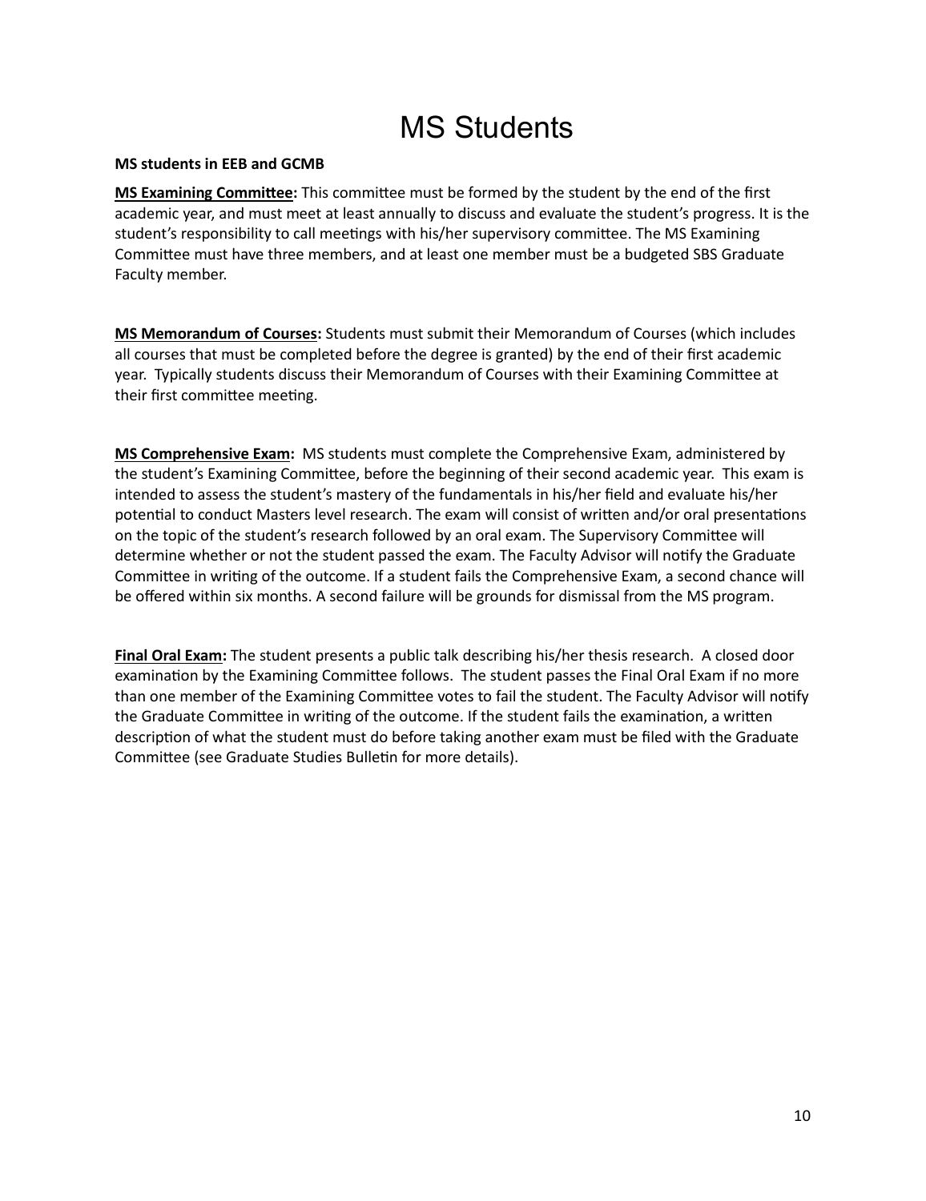# MS Students

**MS students in EEB and GCMB**

**<u>MS Examining Committee</u>:** This committee must be formed by the student by the end of the first academic year, and must meet at least annually to discuss and evaluate the student's progress. It is the student's responsibility to call meetings with his/her supervisory committee. The MS Examining Committee must have three members, and at least one member must be a budgeted SBS Graduate Faculty member.

**<u>MS Memorandum of Courses</u>:** Students must submit their Memorandum of Courses (which includes all courses that must be completed before the degree is granted) by the end of their first academic year. Typically students discuss their Memorandum of Courses with their Examining Committee at their first committee meeting.

**<u>MS Comprehensive Exam</u>:** MS students must complete the Comprehensive Exam, administered by the student's Examining Committee, before the beginning of their second academic year. This exam is intended to assess the student's mastery of the fundamentals in his/her field and evaluate his/her potential to conduct Masters level research. The exam will consist of written and/or oral presentations on the topic of the student's research followed by an oral exam. The Supervisory Committee will determine whether or not the student passed the exam. The Faculty Advisor will notify the Graduate Committee in writing of the outcome. If a student fails the Comprehensive Exam, a second chance will be offered within six months. A second failure will be grounds for dismissal from the MS program.

**<u>Final Oral Exam</u>:** The student presents a public talk describing his/her thesis research. A closed door examination by the Examining Committee follows. The student passes the Final Oral Exam if no more than one member of the Examining Committee votes to fail the student. The Faculty Advisor will notify the Graduate Committee in writing of the outcome. If the student fails the examination, a written description of what the student must do before taking another exam must be filed with the Graduate Committee (see Graduate Studies Bulletin for more details).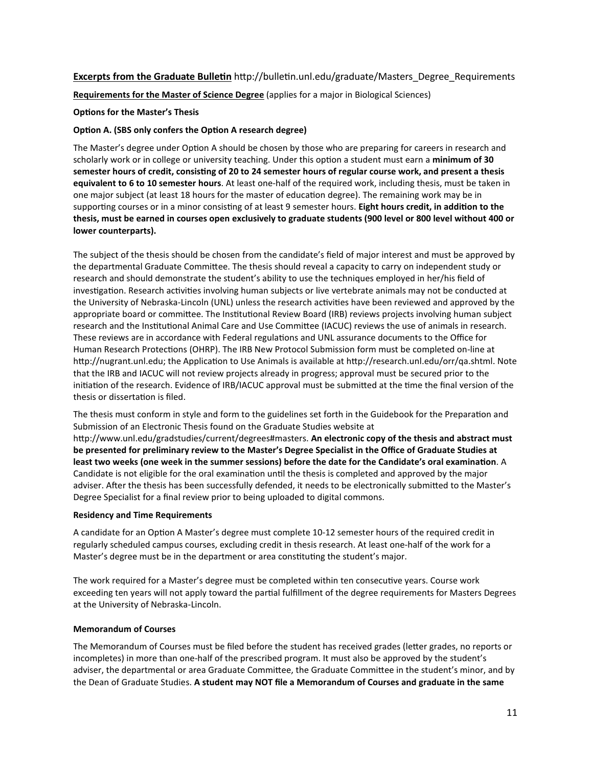**Excerpts from the Graduate Bulletin** http://bulletin.unl.edu/graduate/Masters_Degree_Requirements

**Requirements for the Master of Science Degree** (applies for a major in Biological Sciences)

**Options for the Master's Thesis**

**Option A. (SBS only confers the Option A research degree)**

The Master's degree under Option A should be chosen by those who are preparing for careers in research and scholarly work or in college or university teaching. Under this option a student must earn a **minimum of 30 semester hours of credit, consisting of 20 to 24 semester hours of regular course work, and present a thesis equivalent to 6 to 10 semester hours**. At least one-half of the required work, including thesis, must be taken in one major subject (at least 18 hours for the master of education degree). The remaining work may be in supporting courses or in a minor consisting of at least 9 semester hours. **Eight hours credit, in addition to the thesis, must be earned in courses open exclusively to graduate students (900 level or 800 level without 400 or lower counterparts).**

The subject of the thesis should be chosen from the candidate's field of major interest and must be approved by the departmental Graduate Committee. The thesis should reveal a capacity to carry on independent study or research and should demonstrate the student's ability to use the techniques employed in her/his field of investigation. Research activities involving human subjects or live vertebrate animals may not be conducted at the University of Nebraska-Lincoln (UNL) unless the research activities have been reviewed and approved by the appropriate board or committee. The Institutional Review Board (IRB) reviews projects involving human subject research and the Institutional Animal Care and Use Committee (IACUC) reviews the use of animals in research. These reviews are in accordance with Federal regulations and UNL assurance documents to the Office for Human Research Protections (OHRP). The IRB New Protocol Submission form must be completed on-line at http://nugrant.unl.edu; the Application to Use Animals is available at http://research.unl.edu/orr/qa.shtml. Note that the IRB and IACUC will not review projects already in progress; approval must be secured prior to the initiation of the research. Evidence of IRB/IACUC approval must be submitted at the time the final version of the thesis or dissertation is filed.

The thesis must conform in style and form to the guidelines set forth in the Guidebook for the Preparation and Submission of an Electronic Thesis found on the Graduate Studies website at http://www.unl.edu/gradstudies/current/degrees#masters. **An electronic copy of the thesis and abstract must be presented for preliminary review to the Master's Degree Specialist in the Office of Graduate Studies at least two weeks (one week in the summer sessions) before the date for the Candidate's oral examination**. A Candidate is not eligible for the oral examination until the thesis is completed and approved by the major adviser. After the thesis has been successfully defended, it needs to be electronically submitted to the Master's Degree Specialist for a final review prior to being uploaded to digital commons.

**Residency and Time Requirements**

A candidate for an Option A Master's degree must complete 10-12 semester hours of the required credit in regularly scheduled campus courses, excluding credit in thesis research. At least one-half of the work for a Master's degree must be in the department or area constituting the student's major.

The work required for a Master's degree must be completed within ten consecutive years. Course work exceeding ten years will not apply toward the partial fulfillment of the degree requirements for Masters Degrees at the University of Nebraska-Lincoln.

**Memorandum of Courses**

The Memorandum of Courses must be filed before the student has received grades (letter grades, no reports or incompletes) in more than one-half of the prescribed program. It must also be approved by the student's adviser, the departmental or area Graduate Committee, the Graduate Committee in the student's minor, and by the Dean of Graduate Studies. **A student may NOT file a Memorandum of Courses and graduate in the same**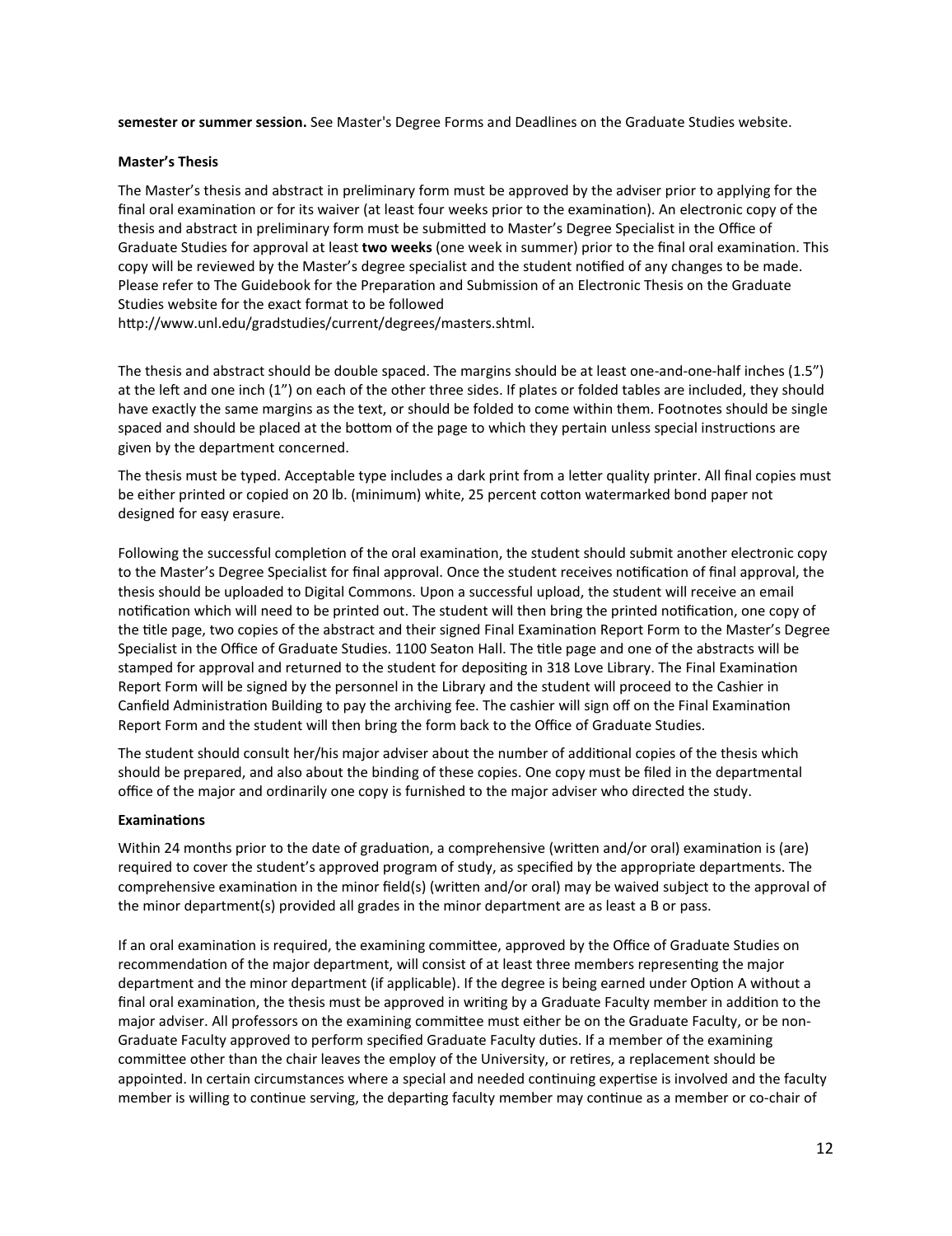**semester or summer session.** See Master's Degree Forms and Deadlines on the Graduate Studies website.

### Master's Thesis

The Master's thesis and abstract in preliminary form must be approved by the adviser prior to applying for the final oral examination or for its waiver (at least four weeks prior to the examination). An electronic copy of the thesis and abstract in preliminary form must be submitted to Master's Degree Specialist in the Office of Graduate Studies for approval at least **two weeks** (one week in summer) prior to the final oral examination. This copy will be reviewed by the Master's degree specialist and the student notified of any changes to be made. Please refer to The Guidebook for the Preparation and Submission of an Electronic Thesis on the Graduate Studies website for the exact format to be followed http://www.unl.edu/gradstudies/current/degrees/masters.shtml.

The thesis and abstract should be double spaced. The margins should be at least one-and-one-half inches (1.5") at the left and one inch (1") on each of the other three sides. If plates or folded tables are included, they should have exactly the same margins as the text, or should be folded to come within them. Footnotes should be single spaced and should be placed at the bottom of the page to which they pertain unless special instructions are given by the department concerned.

The thesis must be typed. Acceptable type includes a dark print from a letter quality printer. All final copies must be either printed or copied on 20 lb. (minimum) white, 25 percent cotton watermarked bond paper not designed for easy erasure.

Following the successful completion of the oral examination, the student should submit another electronic copy to the Master's Degree Specialist for final approval. Once the student receives notification of final approval, the thesis should be uploaded to Digital Commons. Upon a successful upload, the student will receive an email notification which will need to be printed out. The student will then bring the printed notification, one copy of the title page, two copies of the abstract and their signed Final Examination Report Form to the Master's Degree Specialist in the Office of Graduate Studies. 1100 Seaton Hall. The title page and one of the abstracts will be stamped for approval and returned to the student for depositing in 318 Love Library. The Final Examination Report Form will be signed by the personnel in the Library and the student will proceed to the Cashier in Canfield Administration Building to pay the archiving fee. The cashier will sign off on the Final Examination Report Form and the student will then bring the form back to the Office of Graduate Studies.

The student should consult her/his major adviser about the number of additional copies of the thesis which should be prepared, and also about the binding of these copies. One copy must be filed in the departmental office of the major and ordinarily one copy is furnished to the major adviser who directed the study.

### Examinations

Within 24 months prior to the date of graduation, a comprehensive (written and/or oral) examination is (are) required to cover the student's approved program of study, as specified by the appropriate departments. The comprehensive examination in the minor field(s) (written and/or oral) may be waived subject to the approval of the minor department(s) provided all grades in the minor department are as least a B or pass.

If an oral examination is required, the examining committee, approved by the Office of Graduate Studies on recommendation of the major department, will consist of at least three members representing the major department and the minor department (if applicable). If the degree is being earned under Option A without a final oral examination, the thesis must be approved in writing by a Graduate Faculty member in addition to the major adviser. All professors on the examining committee must either be on the Graduate Faculty, or be non-Graduate Faculty approved to perform specified Graduate Faculty duties. If a member of the examining committee other than the chair leaves the employ of the University, or retires, a replacement should be appointed. In certain circumstances where a special and needed continuing expertise is involved and the faculty member is willing to continue serving, the departing faculty member may continue as a member or co-chair of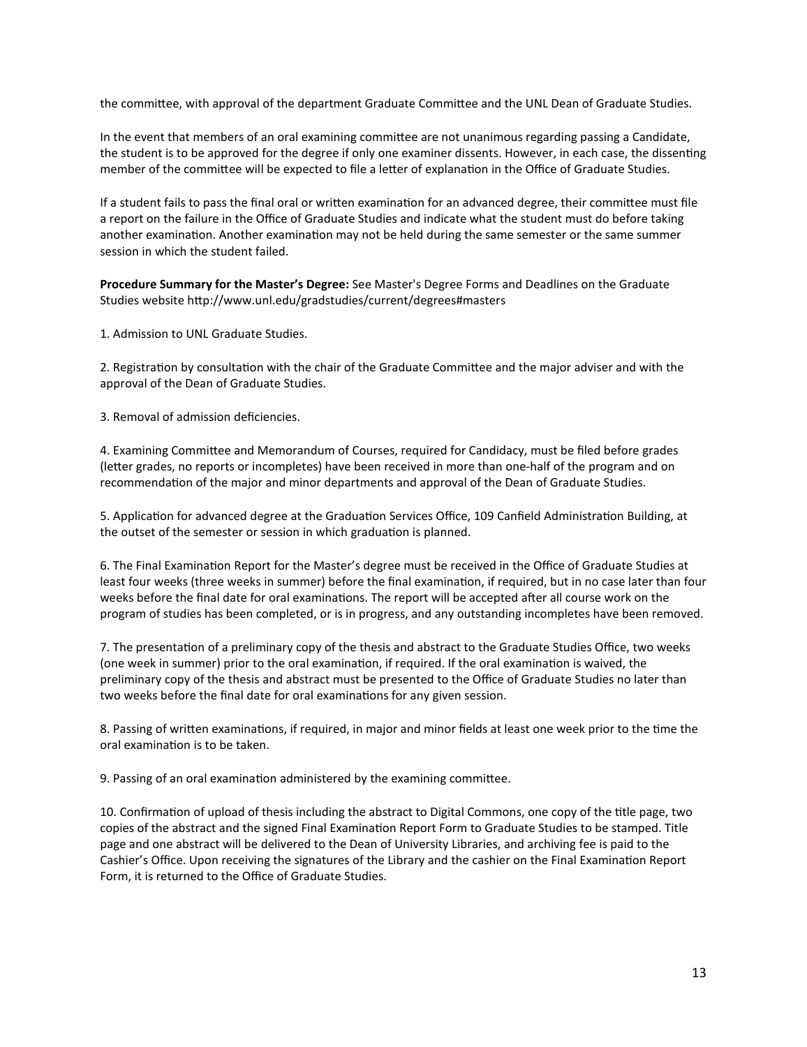the committee, with approval of the department Graduate Committee and the UNL Dean of Graduate Studies.

In the event that members of an oral examining committee are not unanimous regarding passing a Candidate, the student is to be approved for the degree if only one examiner dissents. However, in each case, the dissenting member of the committee will be expected to file a letter of explanation in the Office of Graduate Studies.

If a student fails to pass the final oral or written examination for an advanced degree, their committee must file a report on the failure in the Office of Graduate Studies and indicate what the student must do before taking another examination. Another examination may not be held during the same semester or the same summer session in which the student failed.

**Procedure Summary for the Master's Degree:** See Master's Degree Forms and Deadlines on the Graduate Studies website http://www.unl.edu/gradstudies/current/degrees#masters

1. Admission to UNL Graduate Studies.

2. Registration by consultation with the chair of the Graduate Committee and the major adviser and with the approval of the Dean of Graduate Studies.

3. Removal of admission deficiencies.

4. Examining Committee and Memorandum of Courses, required for Candidacy, must be filed before grades (letter grades, no reports or incompletes) have been received in more than one-half of the program and on recommendation of the major and minor departments and approval of the Dean of Graduate Studies.

5. Application for advanced degree at the Graduation Services Office, 109 Canfield Administration Building, at the outset of the semester or session in which graduation is planned.

6. The Final Examination Report for the Master's degree must be received in the Office of Graduate Studies at least four weeks (three weeks in summer) before the final examination, if required, but in no case later than four weeks before the final date for oral examinations. The report will be accepted after all course work on the program of studies has been completed, or is in progress, and any outstanding incompletes have been removed.

7. The presentation of a preliminary copy of the thesis and abstract to the Graduate Studies Office, two weeks (one week in summer) prior to the oral examination, if required. If the oral examination is waived, the preliminary copy of the thesis and abstract must be presented to the Office of Graduate Studies no later than two weeks before the final date for oral examinations for any given session.

8. Passing of written examinations, if required, in major and minor fields at least one week prior to the time the oral examination is to be taken.

9. Passing of an oral examination administered by the examining committee.

10. Confirmation of upload of thesis including the abstract to Digital Commons, one copy of the title page, two copies of the abstract and the signed Final Examination Report Form to Graduate Studies to be stamped. Title page and one abstract will be delivered to the Dean of University Libraries, and archiving fee is paid to the Cashier's Office. Upon receiving the signatures of the Library and the cashier on the Final Examination Report Form, it is returned to the Office of Graduate Studies.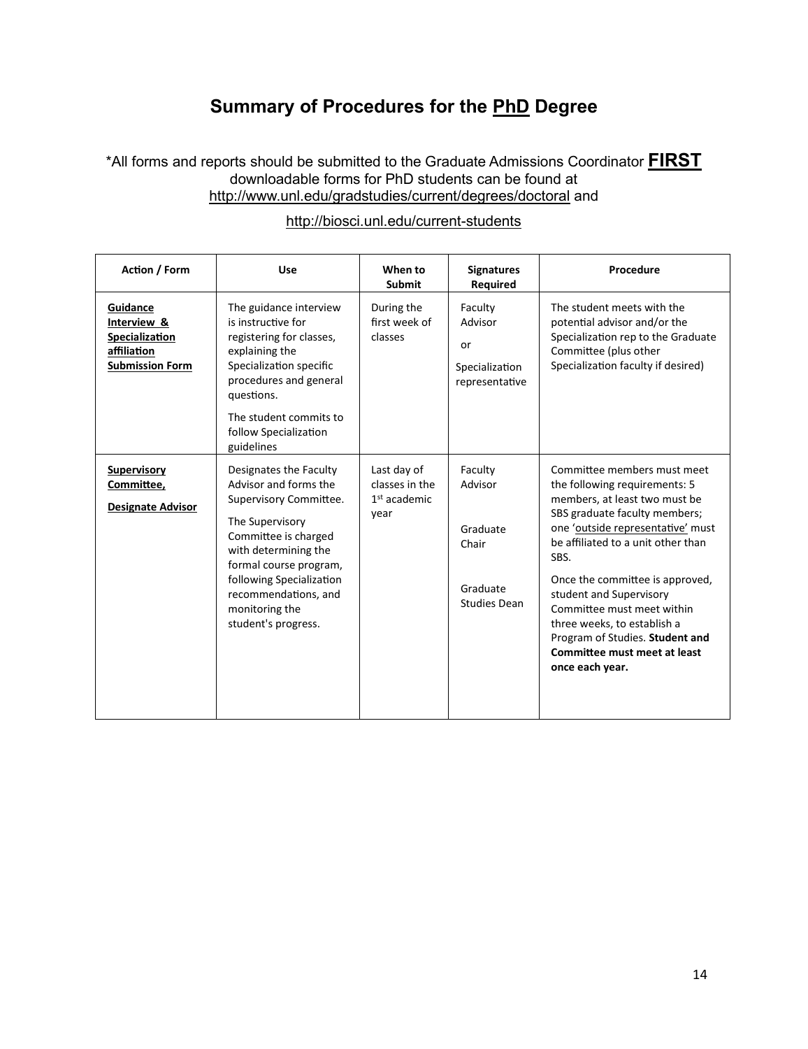# Summary of Procedures for the PhD Degree

*All forms and reports should be submitted to the Graduate Admissions Coordinator **FIRST** downloadable forms for PhD students can be found at http://www.unl.edu/gradstudies/current/degrees/doctoral and

http://biosci.unl.edu/current-students

| Action / Form | Use | When to Submit | Signatures Required | Procedure |
|---|---|---|---|---|
| **Guidance Interview & Specialization affiliation Submission Form** | The guidance interview is instructive for registering for classes, explaining the Specialization specific procedures and general questions.<br><br>The student commits to follow Specialization guidelines | During the first week of classes | Faculty Advisor<br><br>or<br><br>Specialization representative | The student meets with the potential advisor and/or the Specialization rep to the Graduate Committee (plus other Specialization faculty if desired) |
| **Supervisory Committee,**<br><br>**Designate Advisor** | Designates the Faculty Advisor and forms the Supervisory Committee.<br><br>The Supervisory Committee is charged with determining the formal course program, following Specialization recommendations, and monitoring the student's progress. | Last day of classes in the 1st academic year | Faculty Advisor<br><br>Graduate Chair<br><br>Graduate Studies Dean | Committee members must meet the following requirements: 5 members, at least two must be SBS graduate faculty members; one 'outside representative' must be affiliated to a unit other than SBS.<br><br>Once the committee is approved, student and Supervisory Committee must meet within three weeks, to establish a Program of Studies. **Student and Committee must meet at least once each year.** |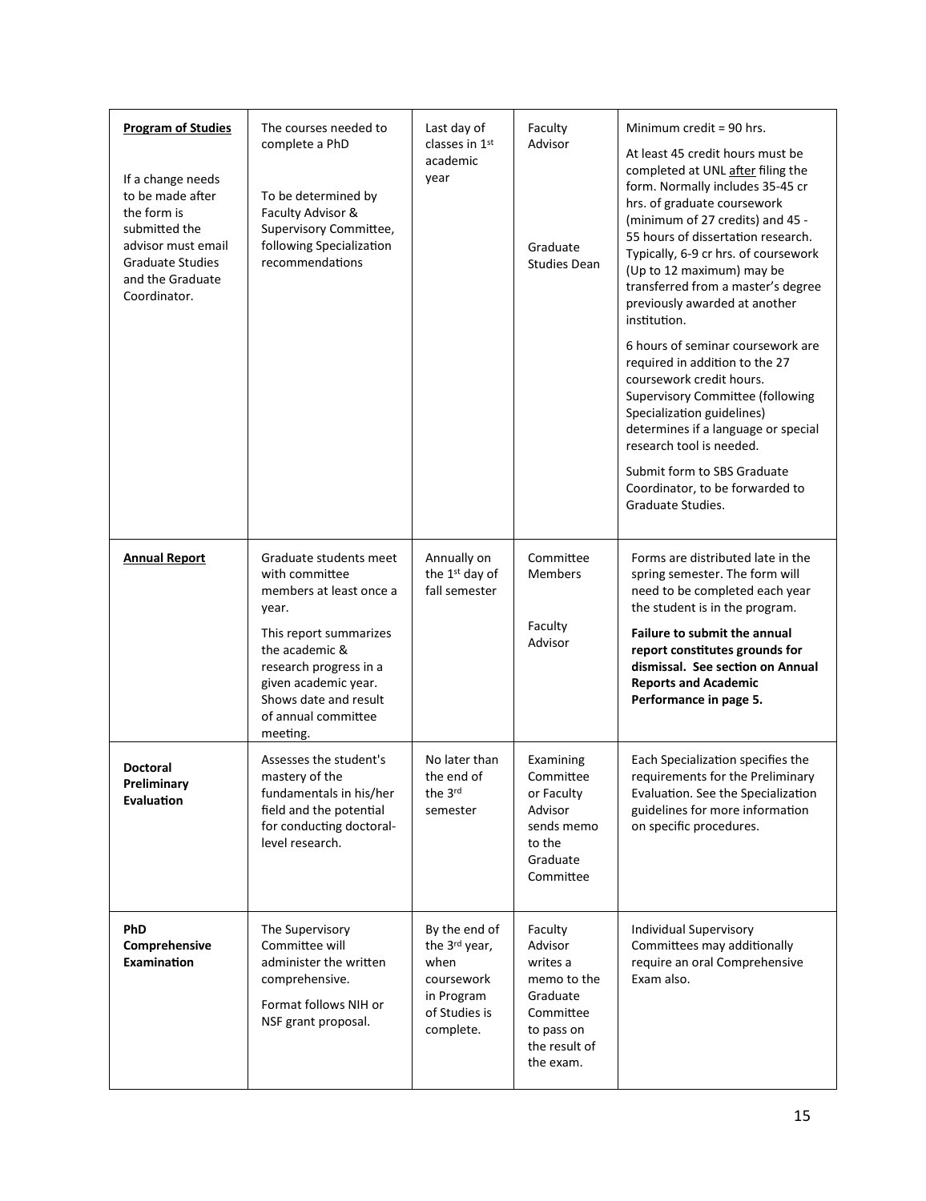| | | | | |
|---|---|---|---|---|
| **Program of Studies**<br><br>If a change needs to be made after the form is submitted the advisor must email Graduate Studies and the Graduate Coordinator. | The courses needed to complete a PhD<br><br>To be determined by Faculty Advisor & Supervisory Committee, following Specialization recommendations | Last day of classes in 1st academic year | Faculty Advisor<br><br>Graduate Studies Dean | Minimum credit = 90 hrs.<br><br>At least 45 credit hours must be completed at UNL after filing the form. Normally includes 35-45 cr hrs. of graduate coursework (minimum of 27 credits) and 45 - 55 hours of dissertation research. Typically, 6-9 cr hrs. of coursework (Up to 12 maximum) may be transferred from a master's degree previously awarded at another institution.<br><br>6 hours of seminar coursework are required in addition to the 27 coursework credit hours. Supervisory Committee (following Specialization guidelines) determines if a language or special research tool is needed.<br><br>Submit form to SBS Graduate Coordinator, to be forwarded to Graduate Studies. |
| **Annual Report** | Graduate students meet with committee members at least once a year.<br><br>This report summarizes the academic & research progress in a given academic year. Shows date and result of annual committee meeting. | Annually on the 1st day of fall semester | Committee Members<br><br>Faculty Advisor | Forms are distributed late in the spring semester. The form will need to be completed each year the student is in the program.<br><br>**Failure to submit the annual report constitutes grounds for dismissal. See section on Annual Reports and Academic Performance in page 5.** |
| **Doctoral Preliminary Evaluation** | Assesses the student's mastery of the fundamentals in his/her field and the potential for conducting doctoral-level research. | No later than the end of the 3rd semester | Examining Committee or Faculty Advisor sends memo to the Graduate Committee | Each Specialization specifies the requirements for the Preliminary Evaluation. See the Specialization guidelines for more information on specific procedures. |
| **PhD Comprehensive Examination** | The Supervisory Committee will administer the written comprehensive.<br><br>Format follows NIH or NSF grant proposal. | By the end of the 3rd year, when coursework in Program of Studies is complete. | Faculty Advisor writes a memo to the Graduate Committee to pass on the result of the exam. | Individual Supervisory Committees may additionally require an oral Comprehensive Exam also. |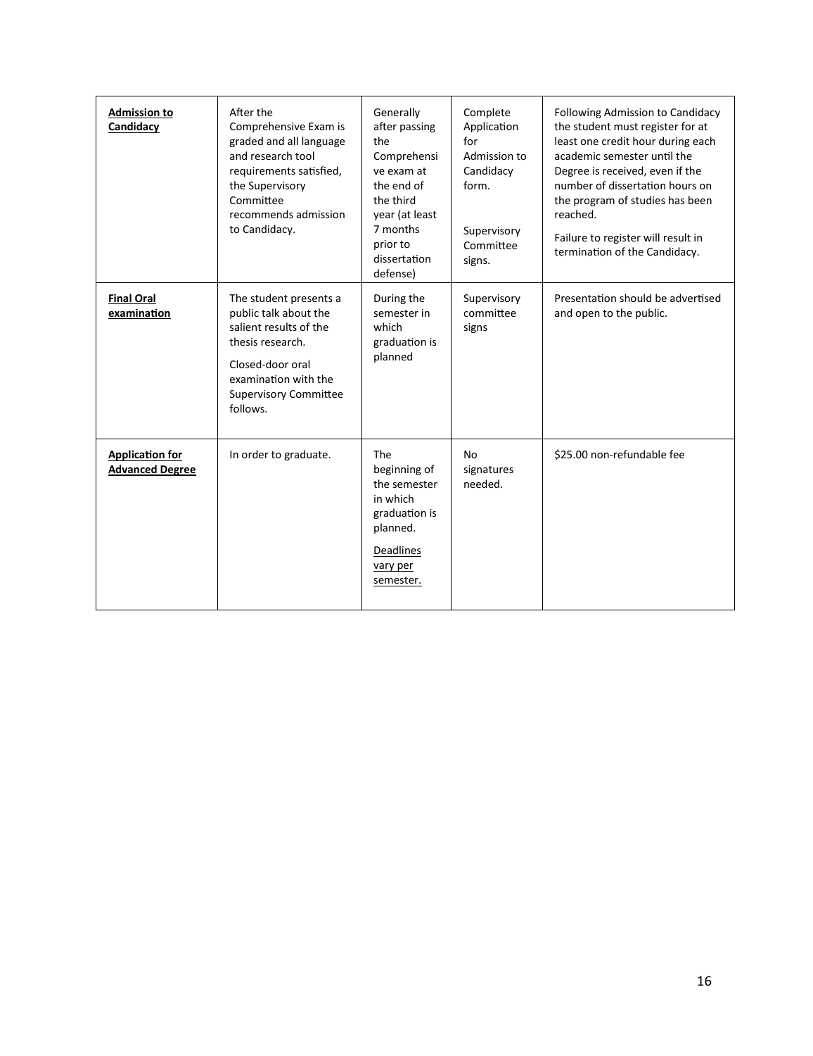| **Admission to Candidacy** | After the Comprehensive Exam is graded and all language and research tool requirements satisfied, the Supervisory Committee recommends admission to Candidacy. | Generally after passing the Comprehensive exam at the end of the third year (at least 7 months prior to dissertation defense) | Complete Application for Admission to Candidacy form.<br><br>Supervisory Committee signs. | Following Admission to Candidacy the student must register for at least one credit hour during each academic semester until the Degree is received, even if the number of dissertation hours on the program of studies has been reached.<br><br>Failure to register will result in termination of the Candidacy. |
|---|---|---|---|---|
| **Final Oral examination** | The student presents a public talk about the salient results of the thesis research.<br><br>Closed-door oral examination with the Supervisory Committee follows. | During the semester in which graduation is planned | Supervisory committee signs | Presentation should be advertised and open to the public. |
| **Application for Advanced Degree** | In order to graduate. | The beginning of the semester in which graduation is planned.<br><br>Deadlines vary per semester. | No signatures needed. | $25.00 non-refundable fee |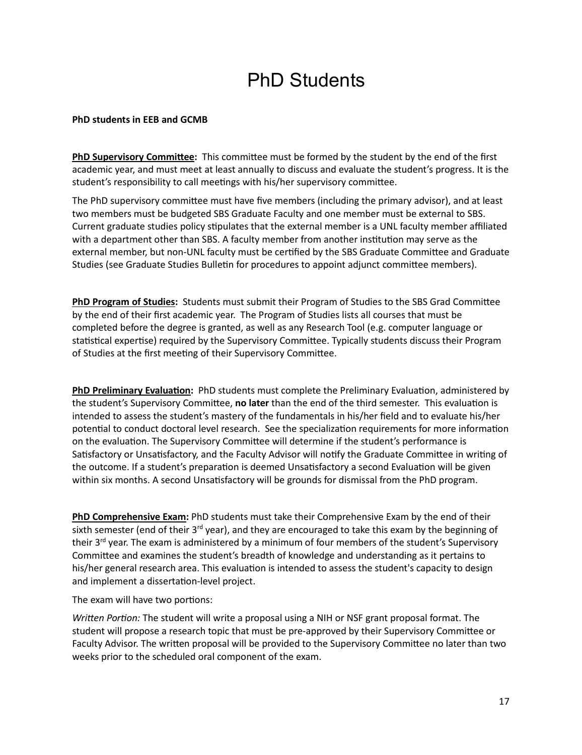# PhD Students

**PhD students in EEB and GCMB**

**PhD Supervisory Committee:** This committee must be formed by the student by the end of the first academic year, and must meet at least annually to discuss and evaluate the student's progress. It is the student's responsibility to call meetings with his/her supervisory committee.

The PhD supervisory committee must have five members (including the primary advisor), and at least two members must be budgeted SBS Graduate Faculty and one member must be external to SBS. Current graduate studies policy stipulates that the external member is a UNL faculty member affiliated with a department other than SBS. A faculty member from another institution may serve as the external member, but non-UNL faculty must be certified by the SBS Graduate Committee and Graduate Studies (see Graduate Studies Bulletin for procedures to appoint adjunct committee members).

**PhD Program of Studies:** Students must submit their Program of Studies to the SBS Grad Committee by the end of their first academic year. The Program of Studies lists all courses that must be completed before the degree is granted, as well as any Research Tool (e.g. computer language or statistical expertise) required by the Supervisory Committee. Typically students discuss their Program of Studies at the first meeting of their Supervisory Committee.

**PhD Preliminary Evaluation:** PhD students must complete the Preliminary Evaluation, administered by the student's Supervisory Committee, **no later** than the end of the third semester. This evaluation is intended to assess the student's mastery of the fundamentals in his/her field and to evaluate his/her potential to conduct doctoral level research. See the specialization requirements for more information on the evaluation. The Supervisory Committee will determine if the student's performance is Satisfactory or Unsatisfactory, and the Faculty Advisor will notify the Graduate Committee in writing of the outcome. If a student's preparation is deemed Unsatisfactory a second Evaluation will be given within six months. A second Unsatisfactory will be grounds for dismissal from the PhD program.

**PhD Comprehensive Exam:** PhD students must take their Comprehensive Exam by the end of their sixth semester (end of their 3rd year), and they are encouraged to take this exam by the beginning of their 3rd year. The exam is administered by a minimum of four members of the student's Supervisory Committee and examines the student's breadth of knowledge and understanding as it pertains to his/her general research area. This evaluation is intended to assess the student's capacity to design and implement a dissertation-level project.

The exam will have two portions:

*Written Portion:* The student will write a proposal using a NIH or NSF grant proposal format. The student will propose a research topic that must be pre-approved by their Supervisory Committee or Faculty Advisor. The written proposal will be provided to the Supervisory Committee no later than two weeks prior to the scheduled oral component of the exam.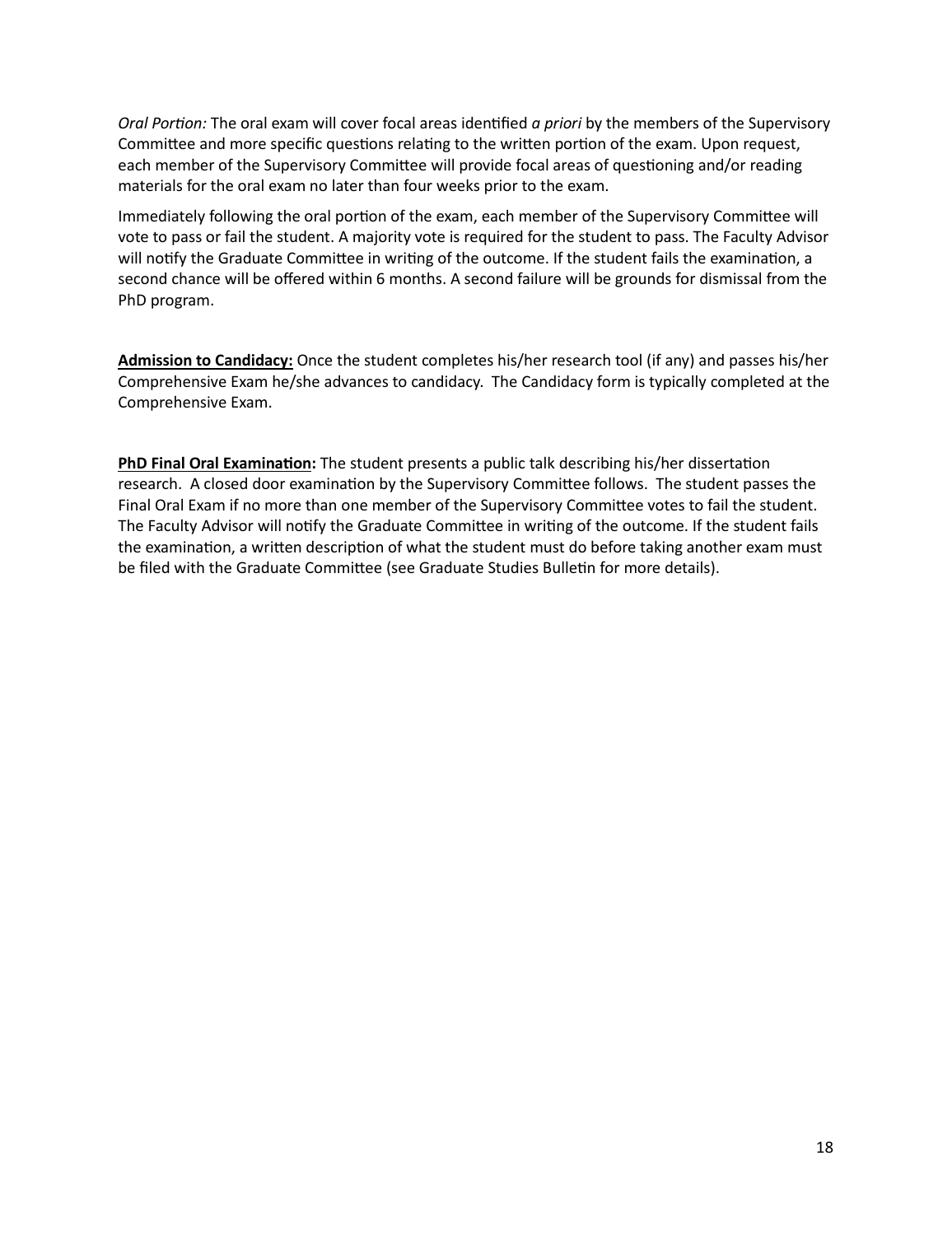*Oral Portion:* The oral exam will cover focal areas identified *a priori* by the members of the Supervisory Committee and more specific questions relating to the written portion of the exam. Upon request, each member of the Supervisory Committee will provide focal areas of questioning and/or reading materials for the oral exam no later than four weeks prior to the exam.

Immediately following the oral portion of the exam, each member of the Supervisory Committee will vote to pass or fail the student. A majority vote is required for the student to pass. The Faculty Advisor will notify the Graduate Committee in writing of the outcome. If the student fails the examination, a second chance will be offered within 6 months. A second failure will be grounds for dismissal from the PhD program.

**Admission to Candidacy:** Once the student completes his/her research tool (if any) and passes his/her Comprehensive Exam he/she advances to candidacy. The Candidacy form is typically completed at the Comprehensive Exam.

**PhD Final Oral Examination:** The student presents a public talk describing his/her dissertation research. A closed door examination by the Supervisory Committee follows. The student passes the Final Oral Exam if no more than one member of the Supervisory Committee votes to fail the student. The Faculty Advisor will notify the Graduate Committee in writing of the outcome. If the student fails the examination, a written description of what the student must do before taking another exam must be filed with the Graduate Committee (see Graduate Studies Bulletin for more details).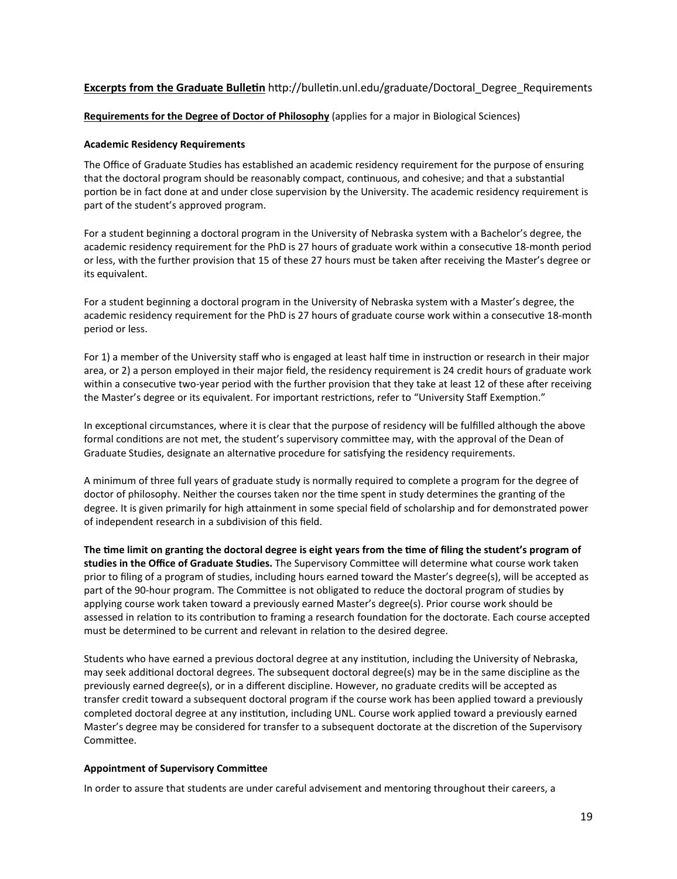**Excerpts from the Graduate Bulletin** http://bulletin.unl.edu/graduate/Doctoral_Degree_Requirements

**Requirements for the Degree of Doctor of Philosophy** (applies for a major in Biological Sciences)

### Academic Residency Requirements

The Office of Graduate Studies has established an academic residency requirement for the purpose of ensuring that the doctoral program should be reasonably compact, continuous, and cohesive; and that a substantial portion be in fact done at and under close supervision by the University. The academic residency requirement is part of the student's approved program.

For a student beginning a doctoral program in the University of Nebraska system with a Bachelor's degree, the academic residency requirement for the PhD is 27 hours of graduate work within a consecutive 18-month period or less, with the further provision that 15 of these 27 hours must be taken after receiving the Master's degree or its equivalent.

For a student beginning a doctoral program in the University of Nebraska system with a Master's degree, the academic residency requirement for the PhD is 27 hours of graduate course work within a consecutive 18-month period or less.

For 1) a member of the University staff who is engaged at least half time in instruction or research in their major area, or 2) a person employed in their major field, the residency requirement is 24 credit hours of graduate work within a consecutive two-year period with the further provision that they take at least 12 of these after receiving the Master's degree or its equivalent. For important restrictions, refer to "University Staff Exemption."

In exceptional circumstances, where it is clear that the purpose of residency will be fulfilled although the above formal conditions are not met, the student's supervisory committee may, with the approval of the Dean of Graduate Studies, designate an alternative procedure for satisfying the residency requirements.

A minimum of three full years of graduate study is normally required to complete a program for the degree of doctor of philosophy. Neither the courses taken nor the time spent in study determines the granting of the degree. It is given primarily for high attainment in some special field of scholarship and for demonstrated power of independent research in a subdivision of this field.

**The time limit on granting the doctoral degree is eight years from the time of filing the student's program of studies in the Office of Graduate Studies.** The Supervisory Committee will determine what course work taken prior to filing of a program of studies, including hours earned toward the Master's degree(s), will be accepted as part of the 90-hour program. The Committee is not obligated to reduce the doctoral program of studies by applying course work taken toward a previously earned Master's degree(s). Prior course work should be assessed in relation to its contribution to framing a research foundation for the doctorate. Each course accepted must be determined to be current and relevant in relation to the desired degree.

Students who have earned a previous doctoral degree at any institution, including the University of Nebraska, may seek additional doctoral degrees. The subsequent doctoral degree(s) may be in the same discipline as the previously earned degree(s), or in a different discipline. However, no graduate credits will be accepted as transfer credit toward a subsequent doctoral program if the course work has been applied toward a previously completed doctoral degree at any institution, including UNL. Course work applied toward a previously earned Master's degree may be considered for transfer to a subsequent doctorate at the discretion of the Supervisory Committee.

### Appointment of Supervisory Committee

In order to assure that students are under careful advisement and mentoring throughout their careers, a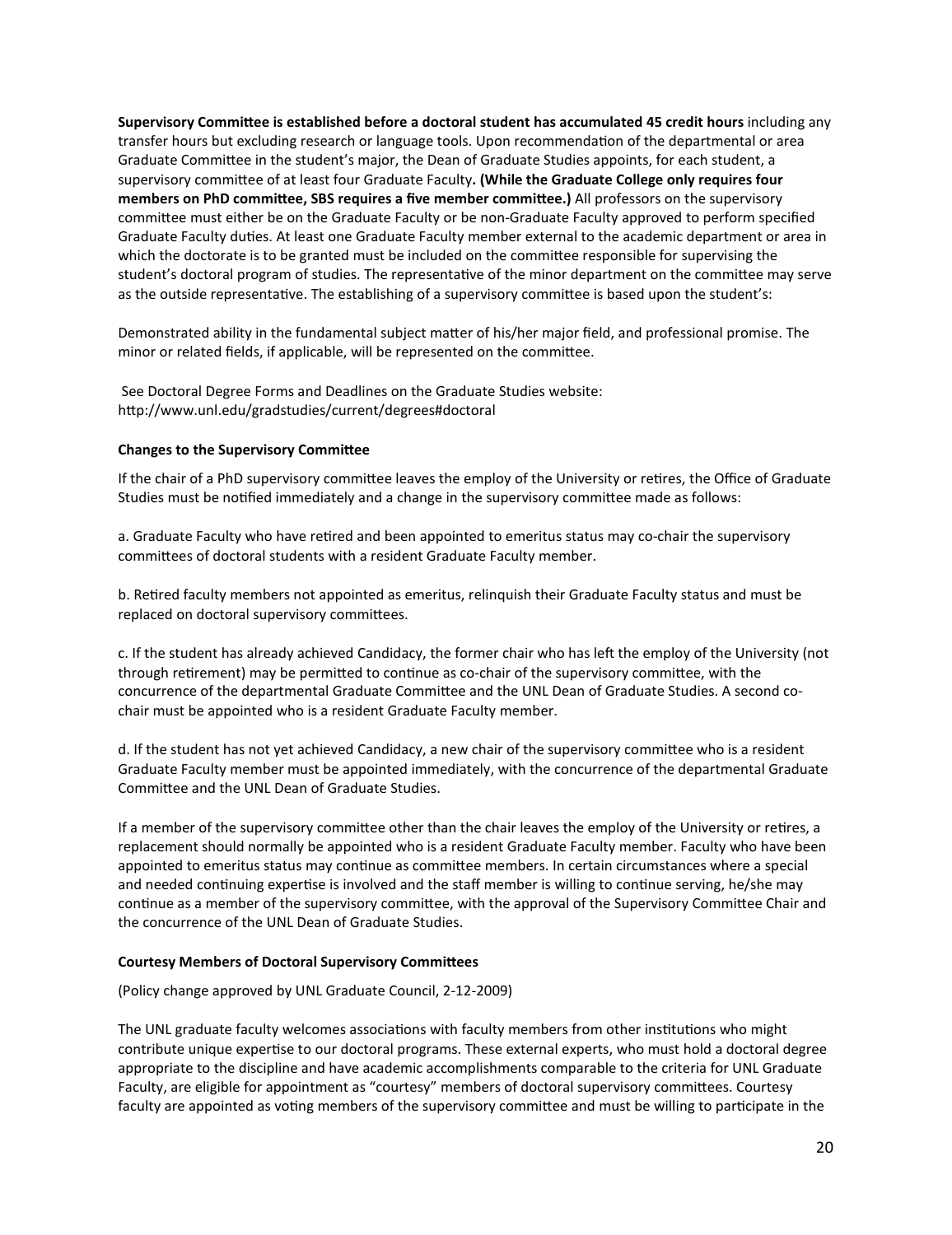**Supervisory Committee is established before a doctoral student has accumulated 45 credit hours** including any transfer hours but excluding research or language tools. Upon recommendation of the departmental or area Graduate Committee in the student's major, the Dean of Graduate Studies appoints, for each student, a supervisory committee of at least four Graduate Faculty**. (While the Graduate College only requires four members on PhD committee, SBS requires a five member committee.)** All professors on the supervisory committee must either be on the Graduate Faculty or be non-Graduate Faculty approved to perform specified Graduate Faculty duties. At least one Graduate Faculty member external to the academic department or area in which the doctorate is to be granted must be included on the committee responsible for supervising the student's doctoral program of studies. The representative of the minor department on the committee may serve as the outside representative. The establishing of a supervisory committee is based upon the student's:

Demonstrated ability in the fundamental subject matter of his/her major field, and professional promise. The minor or related fields, if applicable, will be represented on the committee.

See Doctoral Degree Forms and Deadlines on the Graduate Studies website: http://www.unl.edu/gradstudies/current/degrees#doctoral

#### Changes to the Supervisory Committee

If the chair of a PhD supervisory committee leaves the employ of the University or retires, the Office of Graduate Studies must be notified immediately and a change in the supervisory committee made as follows:

a. Graduate Faculty who have retired and been appointed to emeritus status may co-chair the supervisory committees of doctoral students with a resident Graduate Faculty member.

b. Retired faculty members not appointed as emeritus, relinquish their Graduate Faculty status and must be replaced on doctoral supervisory committees.

c. If the student has already achieved Candidacy, the former chair who has left the employ of the University (not through retirement) may be permitted to continue as co-chair of the supervisory committee, with the concurrence of the departmental Graduate Committee and the UNL Dean of Graduate Studies. A second co-chair must be appointed who is a resident Graduate Faculty member.

d. If the student has not yet achieved Candidacy, a new chair of the supervisory committee who is a resident Graduate Faculty member must be appointed immediately, with the concurrence of the departmental Graduate Committee and the UNL Dean of Graduate Studies.

If a member of the supervisory committee other than the chair leaves the employ of the University or retires, a replacement should normally be appointed who is a resident Graduate Faculty member. Faculty who have been appointed to emeritus status may continue as committee members. In certain circumstances where a special and needed continuing expertise is involved and the staff member is willing to continue serving, he/she may continue as a member of the supervisory committee, with the approval of the Supervisory Committee Chair and the concurrence of the UNL Dean of Graduate Studies.

#### Courtesy Members of Doctoral Supervisory Committees

(Policy change approved by UNL Graduate Council, 2-12-2009)

The UNL graduate faculty welcomes associations with faculty members from other institutions who might contribute unique expertise to our doctoral programs. These external experts, who must hold a doctoral degree appropriate to the discipline and have academic accomplishments comparable to the criteria for UNL Graduate Faculty, are eligible for appointment as "courtesy" members of doctoral supervisory committees. Courtesy faculty are appointed as voting members of the supervisory committee and must be willing to participate in the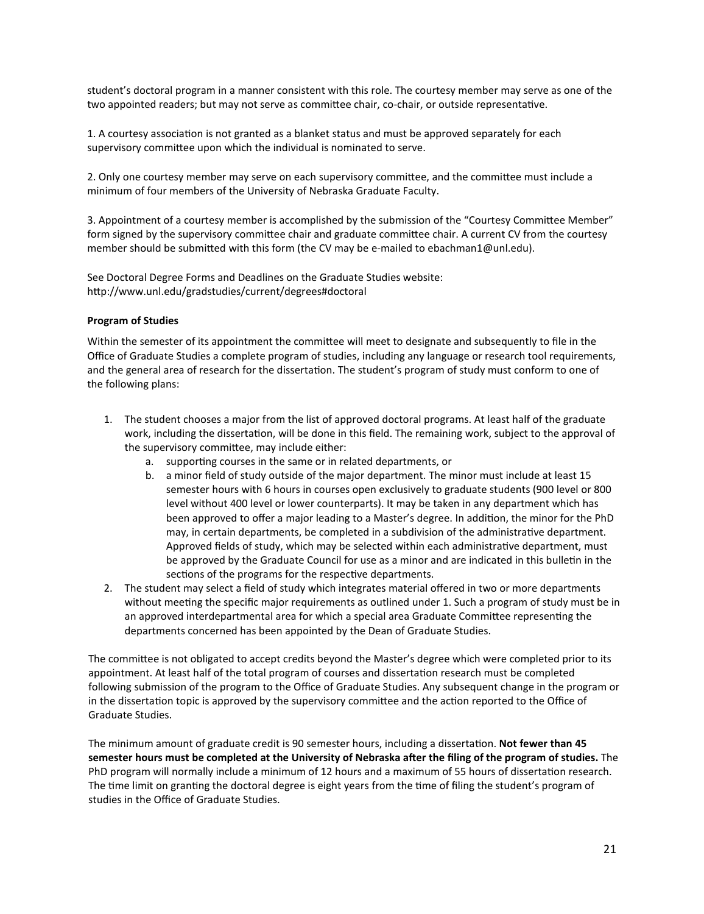student's doctoral program in a manner consistent with this role. The courtesy member may serve as one of the two appointed readers; but may not serve as committee chair, co-chair, or outside representative.

1. A courtesy association is not granted as a blanket status and must be approved separately for each supervisory committee upon which the individual is nominated to serve.

2. Only one courtesy member may serve on each supervisory committee, and the committee must include a minimum of four members of the University of Nebraska Graduate Faculty.

3. Appointment of a courtesy member is accomplished by the submission of the "Courtesy Committee Member" form signed by the supervisory committee chair and graduate committee chair. A current CV from the courtesy member should be submitted with this form (the CV may be e-mailed to ebachman1@unl.edu).

See Doctoral Degree Forms and Deadlines on the Graduate Studies website:
http://www.unl.edu/gradstudies/current/degrees#doctoral

**Program of Studies**

Within the semester of its appointment the committee will meet to designate and subsequently to file in the Office of Graduate Studies a complete program of studies, including any language or research tool requirements, and the general area of research for the dissertation. The student's program of study must conform to one of the following plans:

1. The student chooses a major from the list of approved doctoral programs. At least half of the graduate work, including the dissertation, will be done in this field. The remaining work, subject to the approval of the supervisory committee, may include either:
   a. supporting courses in the same or in related departments, or
   b. a minor field of study outside of the major department. The minor must include at least 15 semester hours with 6 hours in courses open exclusively to graduate students (900 level or 800 level without 400 level or lower counterparts). It may be taken in any department which has been approved to offer a major leading to a Master's degree. In addition, the minor for the PhD may, in certain departments, be completed in a subdivision of the administrative department. Approved fields of study, which may be selected within each administrative department, must be approved by the Graduate Council for use as a minor and are indicated in this bulletin in the sections of the programs for the respective departments.
2. The student may select a field of study which integrates material offered in two or more departments without meeting the specific major requirements as outlined under 1. Such a program of study must be in an approved interdepartmental area for which a special area Graduate Committee representing the departments concerned has been appointed by the Dean of Graduate Studies.

The committee is not obligated to accept credits beyond the Master's degree which were completed prior to its appointment. At least half of the total program of courses and dissertation research must be completed following submission of the program to the Office of Graduate Studies. Any subsequent change in the program or in the dissertation topic is approved by the supervisory committee and the action reported to the Office of Graduate Studies.

The minimum amount of graduate credit is 90 semester hours, including a dissertation. **Not fewer than 45 semester hours must be completed at the University of Nebraska after the filing of the program of studies.** The PhD program will normally include a minimum of 12 hours and a maximum of 55 hours of dissertation research. The time limit on granting the doctoral degree is eight years from the time of filing the student's program of studies in the Office of Graduate Studies.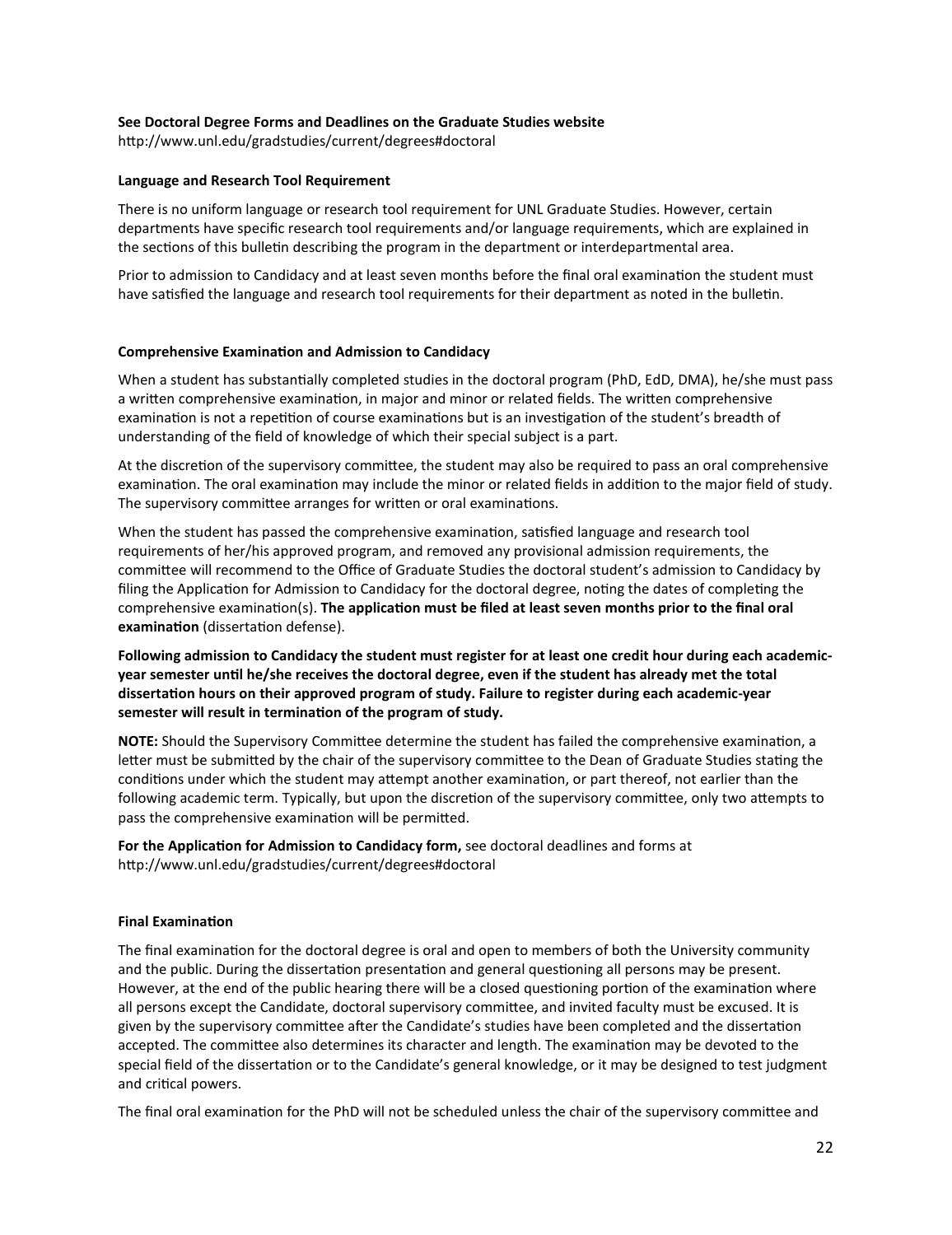**See Doctoral Degree Forms and Deadlines on the Graduate Studies website**
http://www.unl.edu/gradstudies/current/degrees#doctoral

**Language and Research Tool Requirement**

There is no uniform language or research tool requirement for UNL Graduate Studies. However, certain departments have specific research tool requirements and/or language requirements, which are explained in the sections of this bulletin describing the program in the department or interdepartmental area.

Prior to admission to Candidacy and at least seven months before the final oral examination the student must have satisfied the language and research tool requirements for their department as noted in the bulletin.

**Comprehensive Examination and Admission to Candidacy**

When a student has substantially completed studies in the doctoral program (PhD, EdD, DMA), he/she must pass a written comprehensive examination, in major and minor or related fields. The written comprehensive examination is not a repetition of course examinations but is an investigation of the student's breadth of understanding of the field of knowledge of which their special subject is a part.

At the discretion of the supervisory committee, the student may also be required to pass an oral comprehensive examination. The oral examination may include the minor or related fields in addition to the major field of study. The supervisory committee arranges for written or oral examinations.

When the student has passed the comprehensive examination, satisfied language and research tool requirements of her/his approved program, and removed any provisional admission requirements, the committee will recommend to the Office of Graduate Studies the doctoral student's admission to Candidacy by filing the Application for Admission to Candidacy for the doctoral degree, noting the dates of completing the comprehensive examination(s). **The application must be filed at least seven months prior to the final oral examination** (dissertation defense).

**Following admission to Candidacy the student must register for at least one credit hour during each academic-year semester until he/she receives the doctoral degree, even if the student has already met the total dissertation hours on their approved program of study. Failure to register during each academic-year semester will result in termination of the program of study.**

**NOTE:** Should the Supervisory Committee determine the student has failed the comprehensive examination, a letter must be submitted by the chair of the supervisory committee to the Dean of Graduate Studies stating the conditions under which the student may attempt another examination, or part thereof, not earlier than the following academic term. Typically, but upon the discretion of the supervisory committee, only two attempts to pass the comprehensive examination will be permitted.

**For the Application for Admission to Candidacy form,** see doctoral deadlines and forms at http://www.unl.edu/gradstudies/current/degrees#doctoral

**Final Examination**

The final examination for the doctoral degree is oral and open to members of both the University community and the public. During the dissertation presentation and general questioning all persons may be present. However, at the end of the public hearing there will be a closed questioning portion of the examination where all persons except the Candidate, doctoral supervisory committee, and invited faculty must be excused. It is given by the supervisory committee after the Candidate's studies have been completed and the dissertation accepted. The committee also determines its character and length. The examination may be devoted to the special field of the dissertation or to the Candidate's general knowledge, or it may be designed to test judgment and critical powers.

The final oral examination for the PhD will not be scheduled unless the chair of the supervisory committee and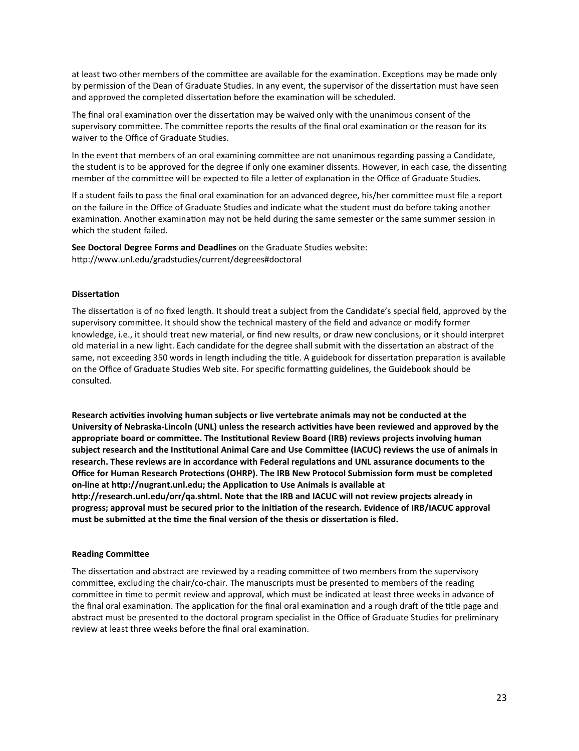at least two other members of the committee are available for the examination. Exceptions may be made only by permission of the Dean of Graduate Studies. In any event, the supervisor of the dissertation must have seen and approved the completed dissertation before the examination will be scheduled.

The final oral examination over the dissertation may be waived only with the unanimous consent of the supervisory committee. The committee reports the results of the final oral examination or the reason for its waiver to the Office of Graduate Studies.

In the event that members of an oral examining committee are not unanimous regarding passing a Candidate, the student is to be approved for the degree if only one examiner dissents. However, in each case, the dissenting member of the committee will be expected to file a letter of explanation in the Office of Graduate Studies.

If a student fails to pass the final oral examination for an advanced degree, his/her committee must file a report on the failure in the Office of Graduate Studies and indicate what the student must do before taking another examination. Another examination may not be held during the same semester or the same summer session in which the student failed.

**See Doctoral Degree Forms and Deadlines** on the Graduate Studies website:
http://www.unl.edu/gradstudies/current/degrees#doctoral

#### Dissertation

The dissertation is of no fixed length. It should treat a subject from the Candidate's special field, approved by the supervisory committee. It should show the technical mastery of the field and advance or modify former knowledge, i.e., it should treat new material, or find new results, or draw new conclusions, or it should interpret old material in a new light. Each candidate for the degree shall submit with the dissertation an abstract of the same, not exceeding 350 words in length including the title. A guidebook for dissertation preparation is available on the Office of Graduate Studies Web site. For specific formatting guidelines, the Guidebook should be consulted.

**Research activities involving human subjects or live vertebrate animals may not be conducted at the University of Nebraska-Lincoln (UNL) unless the research activities have been reviewed and approved by the appropriate board or committee. The Institutional Review Board (IRB) reviews projects involving human subject research and the Institutional Animal Care and Use Committee (IACUC) reviews the use of animals in research. These reviews are in accordance with Federal regulations and UNL assurance documents to the Office for Human Research Protections (OHRP). The IRB New Protocol Submission form must be completed on-line at http://nugrant.unl.edu; the Application to Use Animals is available at http://research.unl.edu/orr/qa.shtml. Note that the IRB and IACUC will not review projects already in progress; approval must be secured prior to the initiation of the research. Evidence of IRB/IACUC approval must be submitted at the time the final version of the thesis or dissertation is filed.**

#### Reading Committee

The dissertation and abstract are reviewed by a reading committee of two members from the supervisory committee, excluding the chair/co-chair. The manuscripts must be presented to members of the reading committee in time to permit review and approval, which must be indicated at least three weeks in advance of the final oral examination. The application for the final oral examination and a rough draft of the title page and abstract must be presented to the doctoral program specialist in the Office of Graduate Studies for preliminary review at least three weeks before the final oral examination.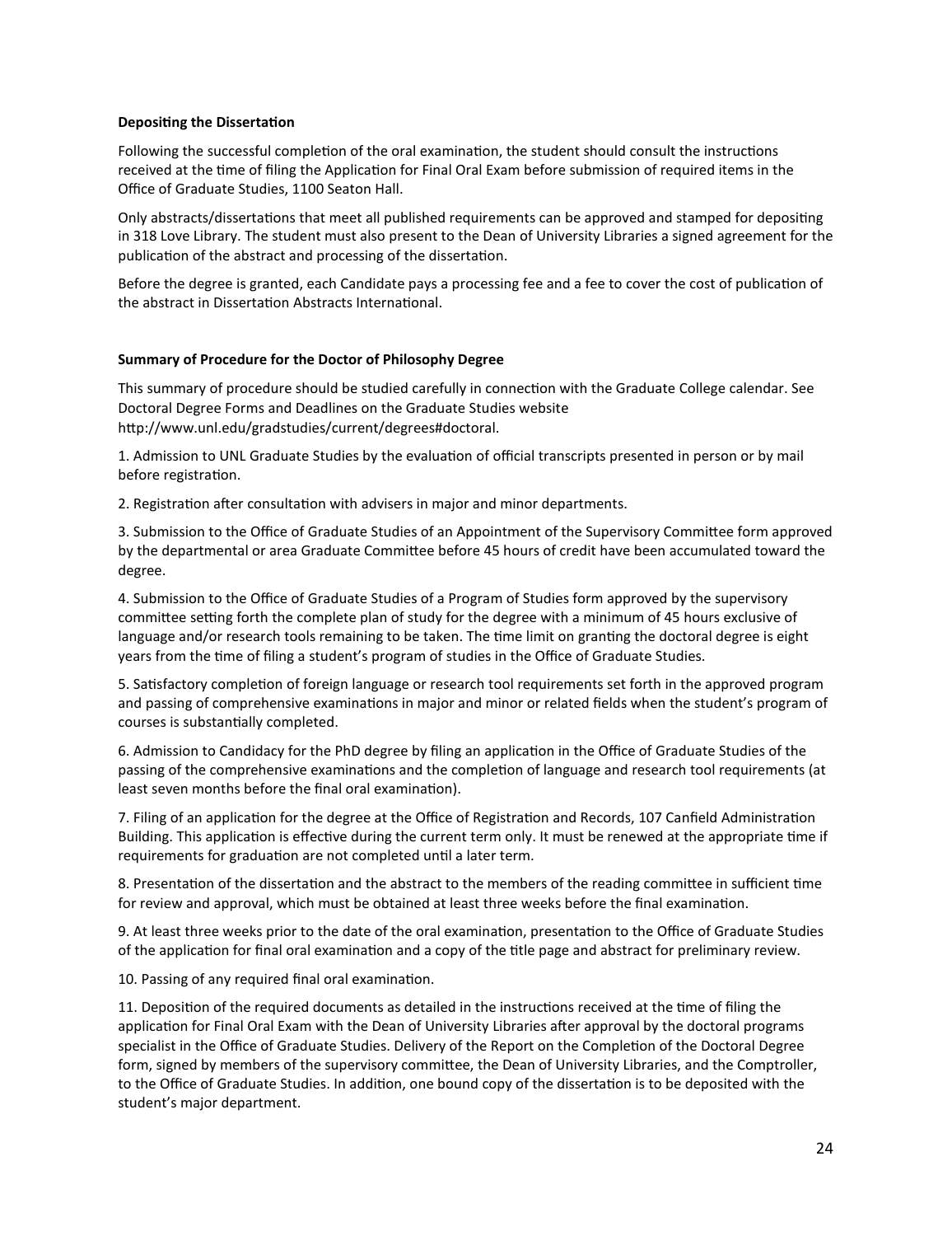**Depositing the Dissertation**

Following the successful completion of the oral examination, the student should consult the instructions received at the time of filing the Application for Final Oral Exam before submission of required items in the Office of Graduate Studies, 1100 Seaton Hall.

Only abstracts/dissertations that meet all published requirements can be approved and stamped for depositing in 318 Love Library. The student must also present to the Dean of University Libraries a signed agreement for the publication of the abstract and processing of the dissertation.

Before the degree is granted, each Candidate pays a processing fee and a fee to cover the cost of publication of the abstract in Dissertation Abstracts International.

**Summary of Procedure for the Doctor of Philosophy Degree**

This summary of procedure should be studied carefully in connection with the Graduate College calendar. See Doctoral Degree Forms and Deadlines on the Graduate Studies website http://www.unl.edu/gradstudies/current/degrees#doctoral.

1. Admission to UNL Graduate Studies by the evaluation of official transcripts presented in person or by mail before registration.

2. Registration after consultation with advisers in major and minor departments.

3. Submission to the Office of Graduate Studies of an Appointment of the Supervisory Committee form approved by the departmental or area Graduate Committee before 45 hours of credit have been accumulated toward the degree.

4. Submission to the Office of Graduate Studies of a Program of Studies form approved by the supervisory committee setting forth the complete plan of study for the degree with a minimum of 45 hours exclusive of language and/or research tools remaining to be taken. The time limit on granting the doctoral degree is eight years from the time of filing a student's program of studies in the Office of Graduate Studies.

5. Satisfactory completion of foreign language or research tool requirements set forth in the approved program and passing of comprehensive examinations in major and minor or related fields when the student's program of courses is substantially completed.

6. Admission to Candidacy for the PhD degree by filing an application in the Office of Graduate Studies of the passing of the comprehensive examinations and the completion of language and research tool requirements (at least seven months before the final oral examination).

7. Filing of an application for the degree at the Office of Registration and Records, 107 Canfield Administration Building. This application is effective during the current term only. It must be renewed at the appropriate time if requirements for graduation are not completed until a later term.

8. Presentation of the dissertation and the abstract to the members of the reading committee in sufficient time for review and approval, which must be obtained at least three weeks before the final examination.

9. At least three weeks prior to the date of the oral examination, presentation to the Office of Graduate Studies of the application for final oral examination and a copy of the title page and abstract for preliminary review.

10. Passing of any required final oral examination.

11. Deposition of the required documents as detailed in the instructions received at the time of filing the application for Final Oral Exam with the Dean of University Libraries after approval by the doctoral programs specialist in the Office of Graduate Studies. Delivery of the Report on the Completion of the Doctoral Degree form, signed by members of the supervisory committee, the Dean of University Libraries, and the Comptroller, to the Office of Graduate Studies. In addition, one bound copy of the dissertation is to be deposited with the student's major department.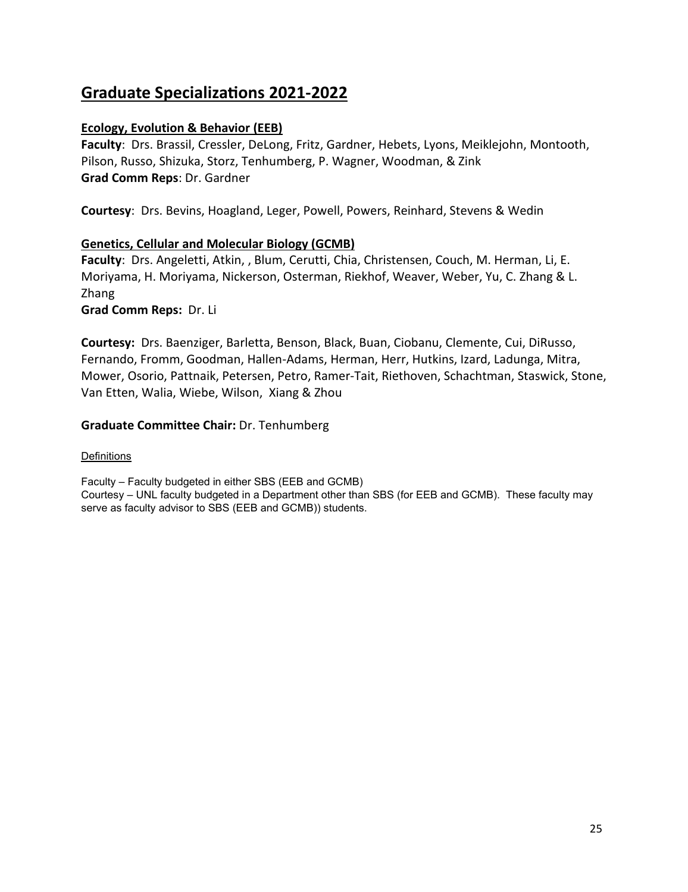## Graduate Specializations 2021-2022

### Ecology, Evolution & Behavior (EEB)

**Faculty**: Drs. Brassil, Cressler, DeLong, Fritz, Gardner, Hebets, Lyons, Meiklejohn, Montooth, Pilson, Russo, Shizuka, Storz, Tenhumberg, P. Wagner, Woodman, & Zink
**Grad Comm Reps**: Dr. Gardner

**Courtesy**: Drs. Bevins, Hoagland, Leger, Powell, Powers, Reinhard, Stevens & Wedin

### Genetics, Cellular and Molecular Biology (GCMB)

**Faculty**: Drs. Angeletti, Atkin, , Blum, Cerutti, Chia, Christensen, Couch, M. Herman, Li, E. Moriyama, H. Moriyama, Nickerson, Osterman, Riekhof, Weaver, Weber, Yu, C. Zhang & L. Zhang
**Grad Comm Reps:** Dr. Li

**Courtesy:** Drs. Baenziger, Barletta, Benson, Black, Buan, Ciobanu, Clemente, Cui, DiRusso, Fernando, Fromm, Goodman, Hallen-Adams, Herman, Herr, Hutkins, Izard, Ladunga, Mitra, Mower, Osorio, Pattnaik, Petersen, Petro, Ramer-Tait, Riethoven, Schachtman, Staswick, Stone, Van Etten, Walia, Wiebe, Wilson, Xiang & Zhou

**Graduate Committee Chair:** Dr. Tenhumberg

Definitions

Faculty – Faculty budgeted in either SBS (EEB and GCMB)
Courtesy – UNL faculty budgeted in a Department other than SBS (for EEB and GCMB). These faculty may serve as faculty advisor to SBS (EEB and GCMB)) students.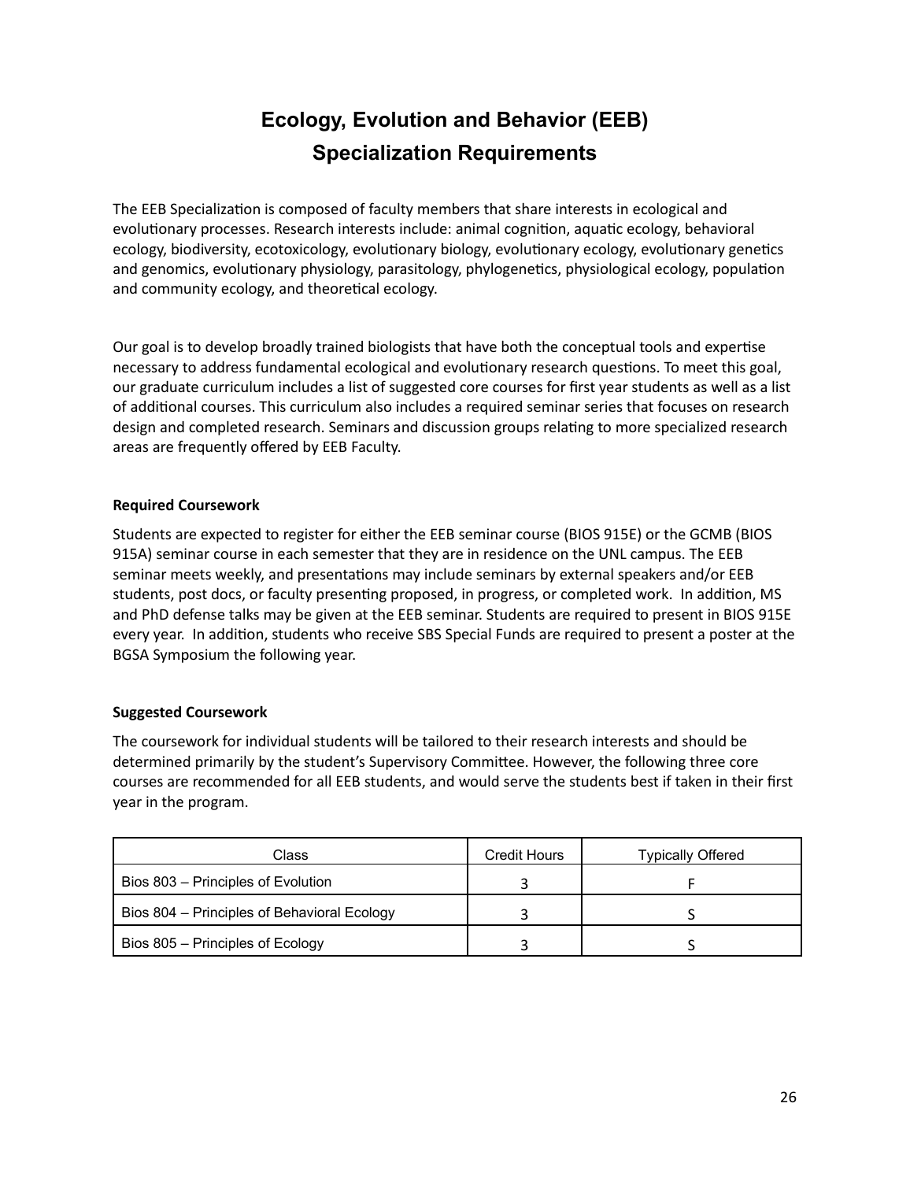# Ecology, Evolution and Behavior (EEB) Specialization Requirements

The EEB Specialization is composed of faculty members that share interests in ecological and evolutionary processes. Research interests include: animal cognition, aquatic ecology, behavioral ecology, biodiversity, ecotoxicology, evolutionary biology, evolutionary ecology, evolutionary genetics and genomics, evolutionary physiology, parasitology, phylogenetics, physiological ecology, population and community ecology, and theoretical ecology.

Our goal is to develop broadly trained biologists that have both the conceptual tools and expertise necessary to address fundamental ecological and evolutionary research questions. To meet this goal, our graduate curriculum includes a list of suggested core courses for first year students as well as a list of additional courses. This curriculum also includes a required seminar series that focuses on research design and completed research. Seminars and discussion groups relating to more specialized research areas are frequently offered by EEB Faculty.

**Required Coursework**

Students are expected to register for either the EEB seminar course (BIOS 915E) or the GCMB (BIOS 915A) seminar course in each semester that they are in residence on the UNL campus. The EEB seminar meets weekly, and presentations may include seminars by external speakers and/or EEB students, post docs, or faculty presenting proposed, in progress, or completed work. In addition, MS and PhD defense talks may be given at the EEB seminar. Students are required to present in BIOS 915E every year. In addition, students who receive SBS Special Funds are required to present a poster at the BGSA Symposium the following year.

**Suggested Coursework**

The coursework for individual students will be tailored to their research interests and should be determined primarily by the student's Supervisory Committee. However, the following three core courses are recommended for all EEB students, and would serve the students best if taken in their first year in the program.

| Class | Credit Hours | Typically Offered |
|---|---|---|
| Bios 803 – Principles of Evolution | 3 | F |
| Bios 804 – Principles of Behavioral Ecology | 3 | S |
| Bios 805 – Principles of Ecology | 3 | S |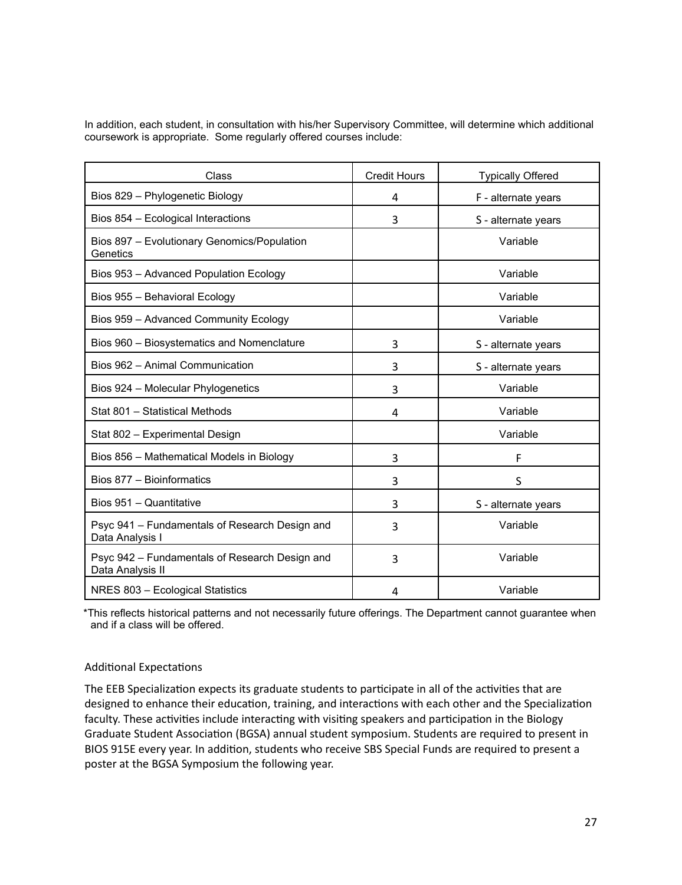In addition, each student, in consultation with his/her Supervisory Committee, will determine which additional coursework is appropriate. Some regularly offered courses include:

| Class | Credit Hours | Typically Offered |
| --- | --- | --- |
| Bios 829 – Phylogenetic Biology | 4 | F - alternate years |
| Bios 854 – Ecological Interactions | 3 | S - alternate years |
| Bios 897 – Evolutionary Genomics/Population Genetics | | Variable |
| Bios 953 – Advanced Population Ecology | | Variable |
| Bios 955 – Behavioral Ecology | | Variable |
| Bios 959 – Advanced Community Ecology | | Variable |
| Bios 960 – Biosystematics and Nomenclature | 3 | S - alternate years |
| Bios 962 – Animal Communication | 3 | S - alternate years |
| Bios 924 – Molecular Phylogenetics | 3 | Variable |
| Stat 801 – Statistical Methods | 4 | Variable |
| Stat 802 – Experimental Design | | Variable |
| Bios 856 – Mathematical Models in Biology | 3 | F |
| Bios 877 – Bioinformatics | 3 | S |
| Bios 951 – Quantitative | 3 | S - alternate years |
| Psyc 941 – Fundamentals of Research Design and Data Analysis I | 3 | Variable |
| Psyc 942 – Fundamentals of Research Design and Data Analysis II | 3 | Variable |
| NRES 803 – Ecological Statistics | 4 | Variable |

*This reflects historical patterns and not necessarily future offerings. The Department cannot guarantee when and if a class will be offered.

## Additional Expectations

The EEB Specialization expects its graduate students to participate in all of the activities that are designed to enhance their education, training, and interactions with each other and the Specialization faculty. These activities include interacting with visiting speakers and participation in the Biology Graduate Student Association (BGSA) annual student symposium. Students are required to present in BIOS 915E every year. In addition, students who receive SBS Special Funds are required to present a poster at the BGSA Symposium the following year.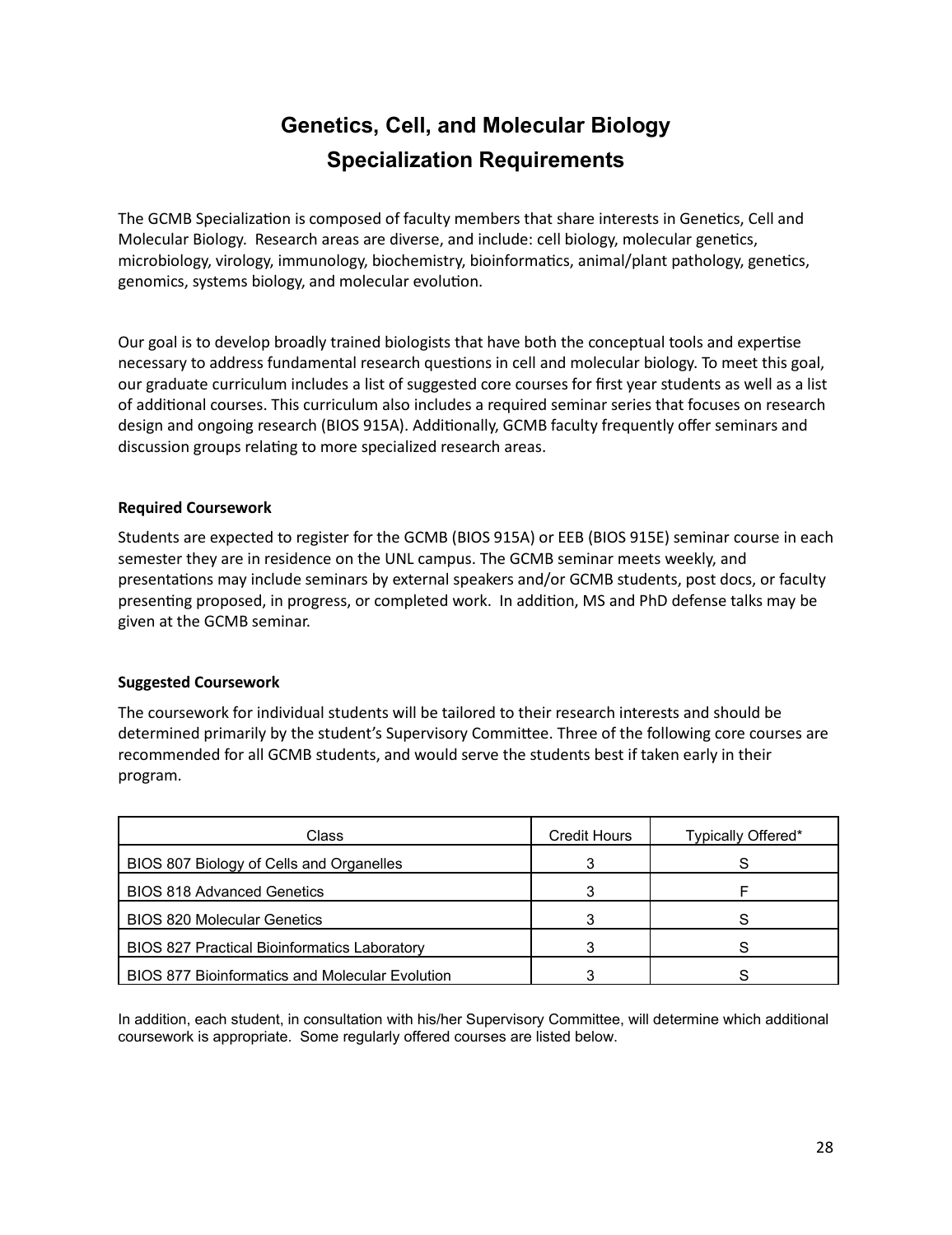# Genetics, Cell, and Molecular Biology Specialization Requirements

The GCMB Specialization is composed of faculty members that share interests in Genetics, Cell and Molecular Biology. Research areas are diverse, and include: cell biology, molecular genetics, microbiology, virology, immunology, biochemistry, bioinformatics, animal/plant pathology, genetics, genomics, systems biology, and molecular evolution.

Our goal is to develop broadly trained biologists that have both the conceptual tools and expertise necessary to address fundamental research questions in cell and molecular biology. To meet this goal, our graduate curriculum includes a list of suggested core courses for first year students as well as a list of additional courses. This curriculum also includes a required seminar series that focuses on research design and ongoing research (BIOS 915A). Additionally, GCMB faculty frequently offer seminars and discussion groups relating to more specialized research areas.

**Required Coursework**

Students are expected to register for the GCMB (BIOS 915A) or EEB (BIOS 915E) seminar course in each semester they are in residence on the UNL campus. The GCMB seminar meets weekly, and presentations may include seminars by external speakers and/or GCMB students, post docs, or faculty presenting proposed, in progress, or completed work. In addition, MS and PhD defense talks may be given at the GCMB seminar.

**Suggested Coursework**

The coursework for individual students will be tailored to their research interests and should be determined primarily by the student's Supervisory Committee. Three of the following core courses are recommended for all GCMB students, and would serve the students best if taken early in their program.

| Class | Credit Hours | Typically Offered* |
|---|---|---|
| BIOS 807 Biology of Cells and Organelles | 3 | S |
| BIOS 818 Advanced Genetics | 3 | F |
| BIOS 820 Molecular Genetics | 3 | S |
| BIOS 827 Practical Bioinformatics Laboratory | 3 | S |
| BIOS 877 Bioinformatics and Molecular Evolution | 3 | S |

In addition, each student, in consultation with his/her Supervisory Committee, will determine which additional coursework is appropriate. Some regularly offered courses are listed below.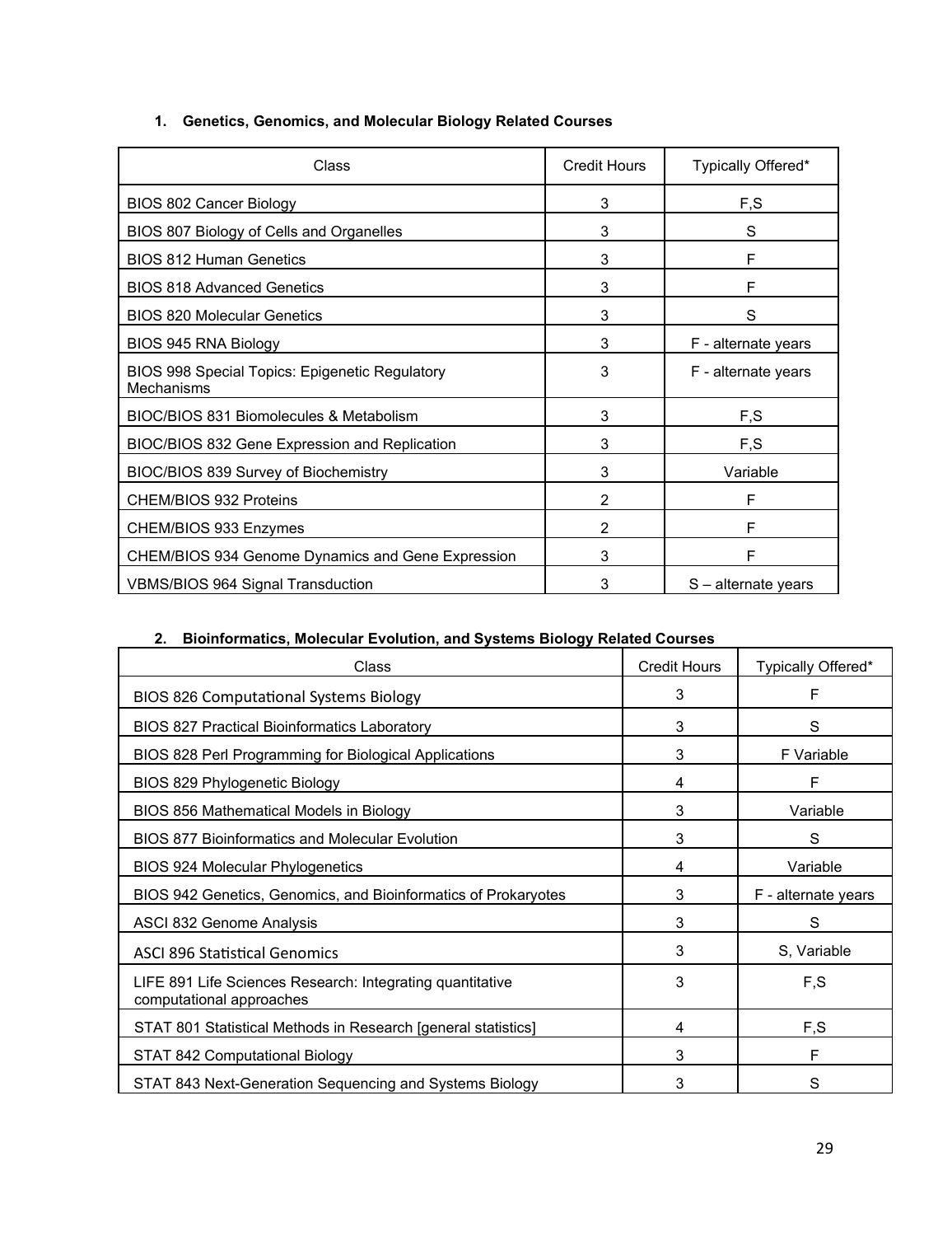### 1. Genetics, Genomics, and Molecular Biology Related Courses

| Class | Credit Hours | Typically Offered* |
|---|---|---|
| BIOS 802 Cancer Biology | 3 | F,S |
| BIOS 807 Biology of Cells and Organelles | 3 | S |
| BIOS 812 Human Genetics | 3 | F |
| BIOS 818 Advanced Genetics | 3 | F |
| BIOS 820 Molecular Genetics | 3 | S |
| BIOS 945 RNA Biology | 3 | F - alternate years |
| BIOS 998 Special Topics: Epigenetic Regulatory Mechanisms | 3 | F - alternate years |
| BIOC/BIOS 831 Biomolecules & Metabolism | 3 | F,S |
| BIOC/BIOS 832 Gene Expression and Replication | 3 | F,S |
| BIOC/BIOS 839 Survey of Biochemistry | 3 | Variable |
| CHEM/BIOS 932 Proteins | 2 | F |
| CHEM/BIOS 933 Enzymes | 2 | F |
| CHEM/BIOS 934 Genome Dynamics and Gene Expression | 3 | F |
| VBMS/BIOS 964 Signal Transduction | 3 | S – alternate years |

### 2. Bioinformatics, Molecular Evolution, and Systems Biology Related Courses

| Class | Credit Hours | Typically Offered* |
|---|---|---|
| BIOS 826 Computational Systems Biology | 3 | F |
| BIOS 827 Practical Bioinformatics Laboratory | 3 | S |
| BIOS 828 Perl Programming for Biological Applications | 3 | F Variable |
| BIOS 829 Phylogenetic Biology | 4 | F |
| BIOS 856 Mathematical Models in Biology | 3 | Variable |
| BIOS 877 Bioinformatics and Molecular Evolution | 3 | S |
| BIOS 924 Molecular Phylogenetics | 4 | Variable |
| BIOS 942 Genetics, Genomics, and Bioinformatics of Prokaryotes | 3 | F - alternate years |
| ASCI 832 Genome Analysis | 3 | S |
| ASCI 896 Statistical Genomics | 3 | S, Variable |
| LIFE 891 Life Sciences Research: Integrating quantitative computational approaches | 3 | F,S |
| STAT 801 Statistical Methods in Research [general statistics] | 4 | F,S |
| STAT 842 Computational Biology | 3 | F |
| STAT 843 Next-Generation Sequencing and Systems Biology | 3 | S |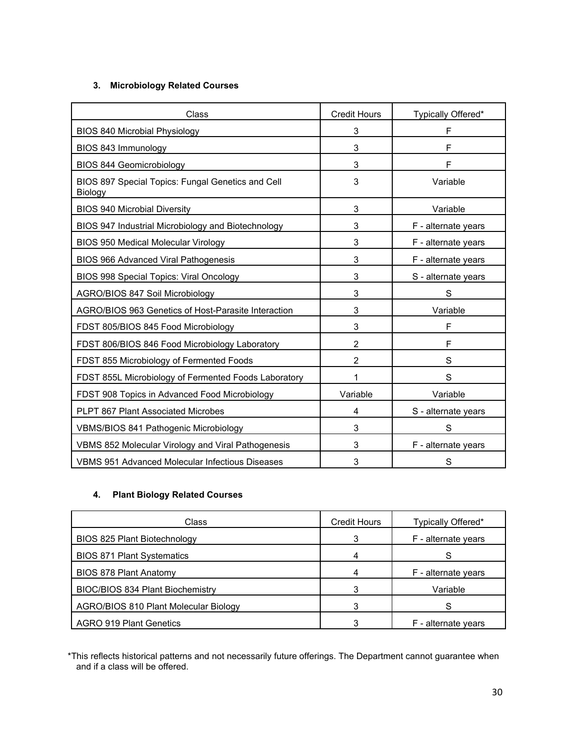### 3. Microbiology Related Courses

| Class | Credit Hours | Typically Offered* |
|---|---|---|
| BIOS 840 Microbial Physiology | 3 | F |
| BIOS 843 Immunology | 3 | F |
| BIOS 844 Geomicrobiology | 3 | F |
| BIOS 897 Special Topics: Fungal Genetics and Cell Biology | 3 | Variable |
| BIOS 940 Microbial Diversity | 3 | Variable |
| BIOS 947 Industrial Microbiology and Biotechnology | 3 | F - alternate years |
| BIOS 950 Medical Molecular Virology | 3 | F - alternate years |
| BIOS 966 Advanced Viral Pathogenesis | 3 | F - alternate years |
| BIOS 998 Special Topics: Viral Oncology | 3 | S - alternate years |
| AGRO/BIOS 847 Soil Microbiology | 3 | S |
| AGRO/BIOS 963 Genetics of Host-Parasite Interaction | 3 | Variable |
| FDST 805/BIOS 845 Food Microbiology | 3 | F |
| FDST 806/BIOS 846 Food Microbiology Laboratory | 2 | F |
| FDST 855 Microbiology of Fermented Foods | 2 | S |
| FDST 855L Microbiology of Fermented Foods Laboratory | 1 | S |
| FDST 908 Topics in Advanced Food Microbiology | Variable | Variable |
| PLPT 867 Plant Associated Microbes | 4 | S - alternate years |
| VBMS/BIOS 841 Pathogenic Microbiology | 3 | S |
| VBMS 852 Molecular Virology and Viral Pathogenesis | 3 | F - alternate years |
| VBMS 951 Advanced Molecular Infectious Diseases | 3 | S |

### 4. Plant Biology Related Courses

| Class | Credit Hours | Typically Offered* |
|---|---|---|
| BIOS 825 Plant Biotechnology | 3 | F - alternate years |
| BIOS 871 Plant Systematics | 4 | S |
| BIOS 878 Plant Anatomy | 4 | F - alternate years |
| BIOC/BIOS 834 Plant Biochemistry | 3 | Variable |
| AGRO/BIOS 810 Plant Molecular Biology | 3 | S |
| AGRO 919 Plant Genetics | 3 | F - alternate years |

*This reflects historical patterns and not necessarily future offerings. The Department cannot guarantee when and if a class will be offered.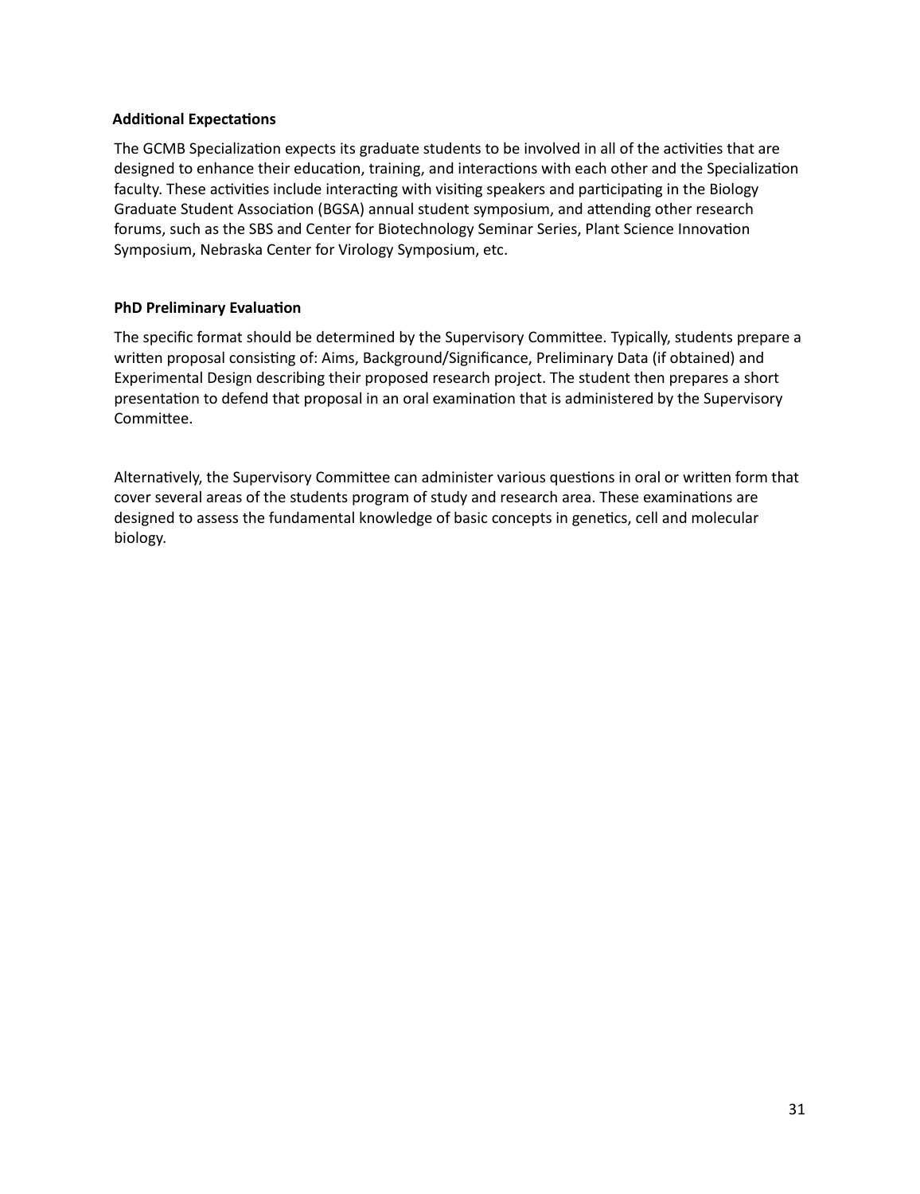### Additional Expectations

The GCMB Specialization expects its graduate students to be involved in all of the activities that are designed to enhance their education, training, and interactions with each other and the Specialization faculty. These activities include interacting with visiting speakers and participating in the Biology Graduate Student Association (BGSA) annual student symposium, and attending other research forums, such as the SBS and Center for Biotechnology Seminar Series, Plant Science Innovation Symposium, Nebraska Center for Virology Symposium, etc.

### PhD Preliminary Evaluation

The specific format should be determined by the Supervisory Committee. Typically, students prepare a written proposal consisting of: Aims, Background/Significance, Preliminary Data (if obtained) and Experimental Design describing their proposed research project. The student then prepares a short presentation to defend that proposal in an oral examination that is administered by the Supervisory Committee.

Alternatively, the Supervisory Committee can administer various questions in oral or written form that cover several areas of the students program of study and research area. These examinations are designed to assess the fundamental knowledge of basic concepts in genetics, cell and molecular biology.